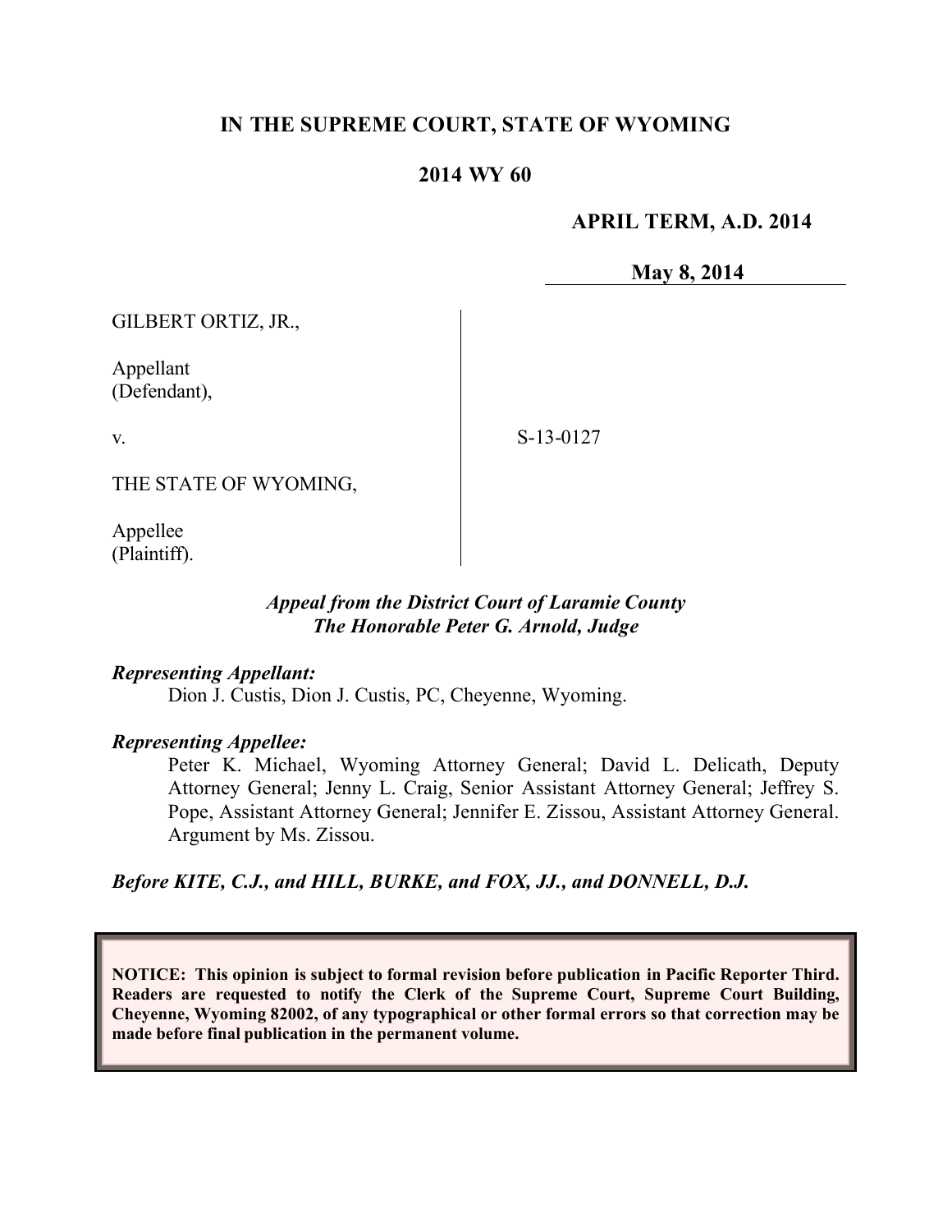**IN THE SUPREME COURT, STATE OF WYOMING**

**2014 WY 60**

**APRIL TERM, A.D. 2014**

**May 8, 2014**

GILBERT ORTIZ, JR.,

Appellant
(Defendant),

v.

S-13-0127

THE STATE OF WYOMING,

Appellee
(Plaintiff).

*Appeal from the District Court of Laramie County*
*The Honorable Peter G. Arnold, Judge*

***Representing Appellant:***

Dion J. Custis, Dion J. Custis, PC, Cheyenne, Wyoming.

***Representing Appellee:***

Peter K. Michael, Wyoming Attorney General; David L. Delicath, Deputy Attorney General; Jenny L. Craig, Senior Assistant Attorney General; Jeffrey S. Pope, Assistant Attorney General; Jennifer E. Zissou, Assistant Attorney General. Argument by Ms. Zissou.

***Before KITE, C.J., and HILL, BURKE, and FOX, JJ., and DONNELL, D.J.***

**NOTICE: This opinion is subject to formal revision before publication in Pacific Reporter Third. Readers are requested to notify the Clerk of the Supreme Court, Supreme Court Building, Cheyenne, Wyoming 82002, of any typographical or other formal errors so that correction may be made before final publication in the permanent volume.**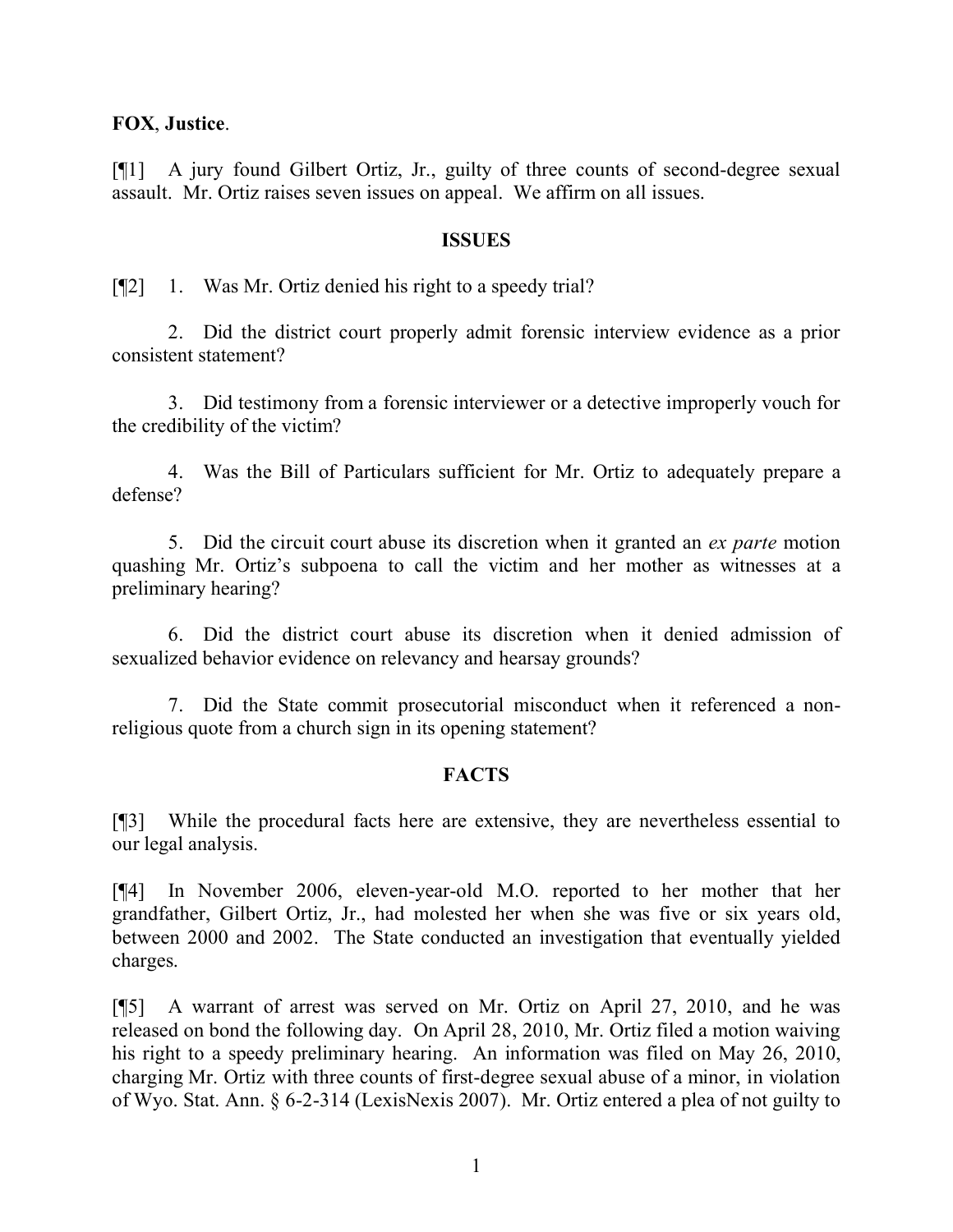**FOX**, **Justice**.

[¶1] A jury found Gilbert Ortiz, Jr., guilty of three counts of second-degree sexual assault. Mr. Ortiz raises seven issues on appeal. We affirm on all issues.

## ISSUES

[¶2] 1. Was Mr. Ortiz denied his right to a speedy trial?

2. Did the district court properly admit forensic interview evidence as a prior consistent statement?

3. Did testimony from a forensic interviewer or a detective improperly vouch for the credibility of the victim?

4. Was the Bill of Particulars sufficient for Mr. Ortiz to adequately prepare a defense?

5. Did the circuit court abuse its discretion when it granted an *ex parte* motion quashing Mr. Ortiz's subpoena to call the victim and her mother as witnesses at a preliminary hearing?

6. Did the district court abuse its discretion when it denied admission of sexualized behavior evidence on relevancy and hearsay grounds?

7. Did the State commit prosecutorial misconduct when it referenced a non-religious quote from a church sign in its opening statement?

## FACTS

[¶3] While the procedural facts here are extensive, they are nevertheless essential to our legal analysis.

[¶4] In November 2006, eleven-year-old M.O. reported to her mother that her grandfather, Gilbert Ortiz, Jr., had molested her when she was five or six years old, between 2000 and 2002. The State conducted an investigation that eventually yielded charges.

[¶5] A warrant of arrest was served on Mr. Ortiz on April 27, 2010, and he was released on bond the following day. On April 28, 2010, Mr. Ortiz filed a motion waiving his right to a speedy preliminary hearing. An information was filed on May 26, 2010, charging Mr. Ortiz with three counts of first-degree sexual abuse of a minor, in violation of Wyo. Stat. Ann. § 6-2-314 (LexisNexis 2007). Mr. Ortiz entered a plea of not guilty to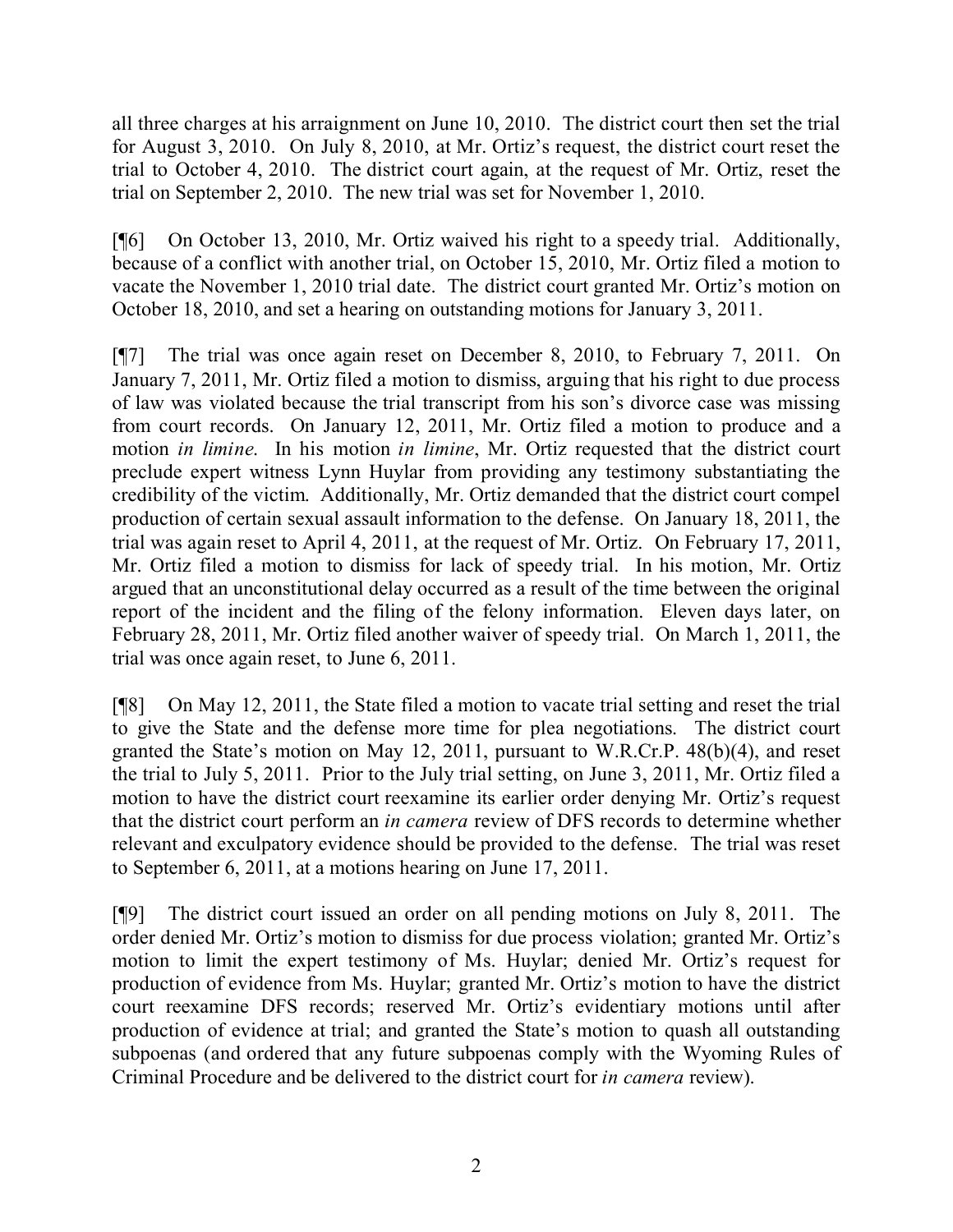all three charges at his arraignment on June 10, 2010. The district court then set the trial for August 3, 2010. On July 8, 2010, at Mr. Ortiz's request, the district court reset the trial to October 4, 2010. The district court again, at the request of Mr. Ortiz, reset the trial on September 2, 2010. The new trial was set for November 1, 2010.

[¶6] On October 13, 2010, Mr. Ortiz waived his right to a speedy trial. Additionally, because of a conflict with another trial, on October 15, 2010, Mr. Ortiz filed a motion to vacate the November 1, 2010 trial date. The district court granted Mr. Ortiz's motion on October 18, 2010, and set a hearing on outstanding motions for January 3, 2011.

[¶7] The trial was once again reset on December 8, 2010, to February 7, 2011. On January 7, 2011, Mr. Ortiz filed a motion to dismiss, arguing that his right to due process of law was violated because the trial transcript from his son's divorce case was missing from court records. On January 12, 2011, Mr. Ortiz filed a motion to produce and a motion *in limine*. In his motion *in limine*, Mr. Ortiz requested that the district court preclude expert witness Lynn Huylar from providing any testimony substantiating the credibility of the victim. Additionally, Mr. Ortiz demanded that the district court compel production of certain sexual assault information to the defense. On January 18, 2011, the trial was again reset to April 4, 2011, at the request of Mr. Ortiz. On February 17, 2011, Mr. Ortiz filed a motion to dismiss for lack of speedy trial. In his motion, Mr. Ortiz argued that an unconstitutional delay occurred as a result of the time between the original report of the incident and the filing of the felony information. Eleven days later, on February 28, 2011, Mr. Ortiz filed another waiver of speedy trial. On March 1, 2011, the trial was once again reset, to June 6, 2011.

[¶8] On May 12, 2011, the State filed a motion to vacate trial setting and reset the trial to give the State and the defense more time for plea negotiations. The district court granted the State's motion on May 12, 2011, pursuant to W.R.Cr.P. 48(b)(4), and reset the trial to July 5, 2011. Prior to the July trial setting, on June 3, 2011, Mr. Ortiz filed a motion to have the district court reexamine its earlier order denying Mr. Ortiz's request that the district court perform an *in camera* review of DFS records to determine whether relevant and exculpatory evidence should be provided to the defense. The trial was reset to September 6, 2011, at a motions hearing on June 17, 2011.

[¶9] The district court issued an order on all pending motions on July 8, 2011. The order denied Mr. Ortiz's motion to dismiss for due process violation; granted Mr. Ortiz's motion to limit the expert testimony of Ms. Huylar; denied Mr. Ortiz's request for production of evidence from Ms. Huylar; granted Mr. Ortiz's motion to have the district court reexamine DFS records; reserved Mr. Ortiz's evidentiary motions until after production of evidence at trial; and granted the State's motion to quash all outstanding subpoenas (and ordered that any future subpoenas comply with the Wyoming Rules of Criminal Procedure and be delivered to the district court for *in camera* review).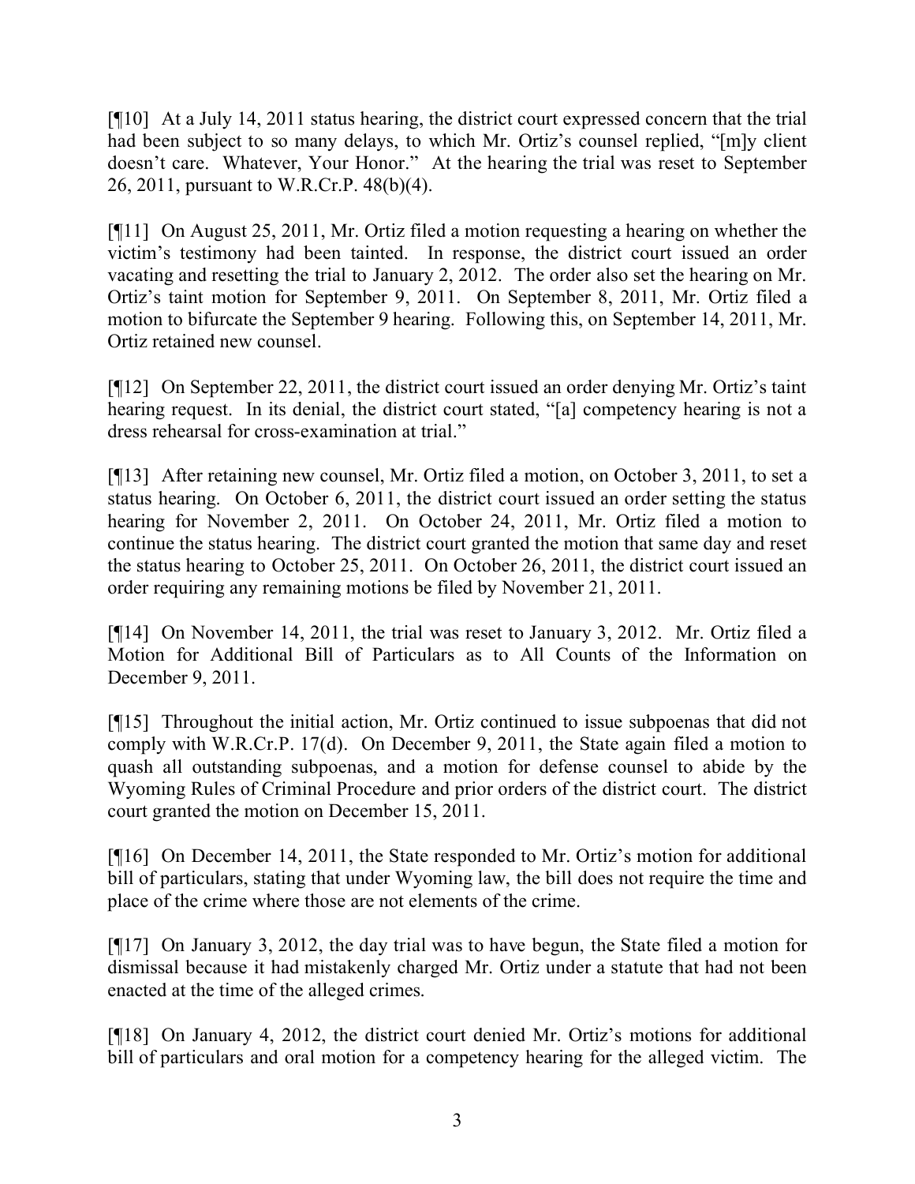[¶10] At a July 14, 2011 status hearing, the district court expressed concern that the trial had been subject to so many delays, to which Mr. Ortiz's counsel replied, "[m]y client doesn't care. Whatever, Your Honor." At the hearing the trial was reset to September 26, 2011, pursuant to W.R.Cr.P. 48(b)(4).

[¶11] On August 25, 2011, Mr. Ortiz filed a motion requesting a hearing on whether the victim's testimony had been tainted. In response, the district court issued an order vacating and resetting the trial to January 2, 2012. The order also set the hearing on Mr. Ortiz's taint motion for September 9, 2011. On September 8, 2011, Mr. Ortiz filed a motion to bifurcate the September 9 hearing. Following this, on September 14, 2011, Mr. Ortiz retained new counsel.

[¶12] On September 22, 2011, the district court issued an order denying Mr. Ortiz's taint hearing request. In its denial, the district court stated, "[a] competency hearing is not a dress rehearsal for cross-examination at trial."

[¶13] After retaining new counsel, Mr. Ortiz filed a motion, on October 3, 2011, to set a status hearing. On October 6, 2011, the district court issued an order setting the status hearing for November 2, 2011. On October 24, 2011, Mr. Ortiz filed a motion to continue the status hearing. The district court granted the motion that same day and reset the status hearing to October 25, 2011. On October 26, 2011, the district court issued an order requiring any remaining motions be filed by November 21, 2011.

[¶14] On November 14, 2011, the trial was reset to January 3, 2012. Mr. Ortiz filed a Motion for Additional Bill of Particulars as to All Counts of the Information on December 9, 2011.

[¶15] Throughout the initial action, Mr. Ortiz continued to issue subpoenas that did not comply with W.R.Cr.P. 17(d). On December 9, 2011, the State again filed a motion to quash all outstanding subpoenas, and a motion for defense counsel to abide by the Wyoming Rules of Criminal Procedure and prior orders of the district court. The district court granted the motion on December 15, 2011.

[¶16] On December 14, 2011, the State responded to Mr. Ortiz's motion for additional bill of particulars, stating that under Wyoming law, the bill does not require the time and place of the crime where those are not elements of the crime.

[¶17] On January 3, 2012, the day trial was to have begun, the State filed a motion for dismissal because it had mistakenly charged Mr. Ortiz under a statute that had not been enacted at the time of the alleged crimes.

[¶18] On January 4, 2012, the district court denied Mr. Ortiz's motions for additional bill of particulars and oral motion for a competency hearing for the alleged victim. The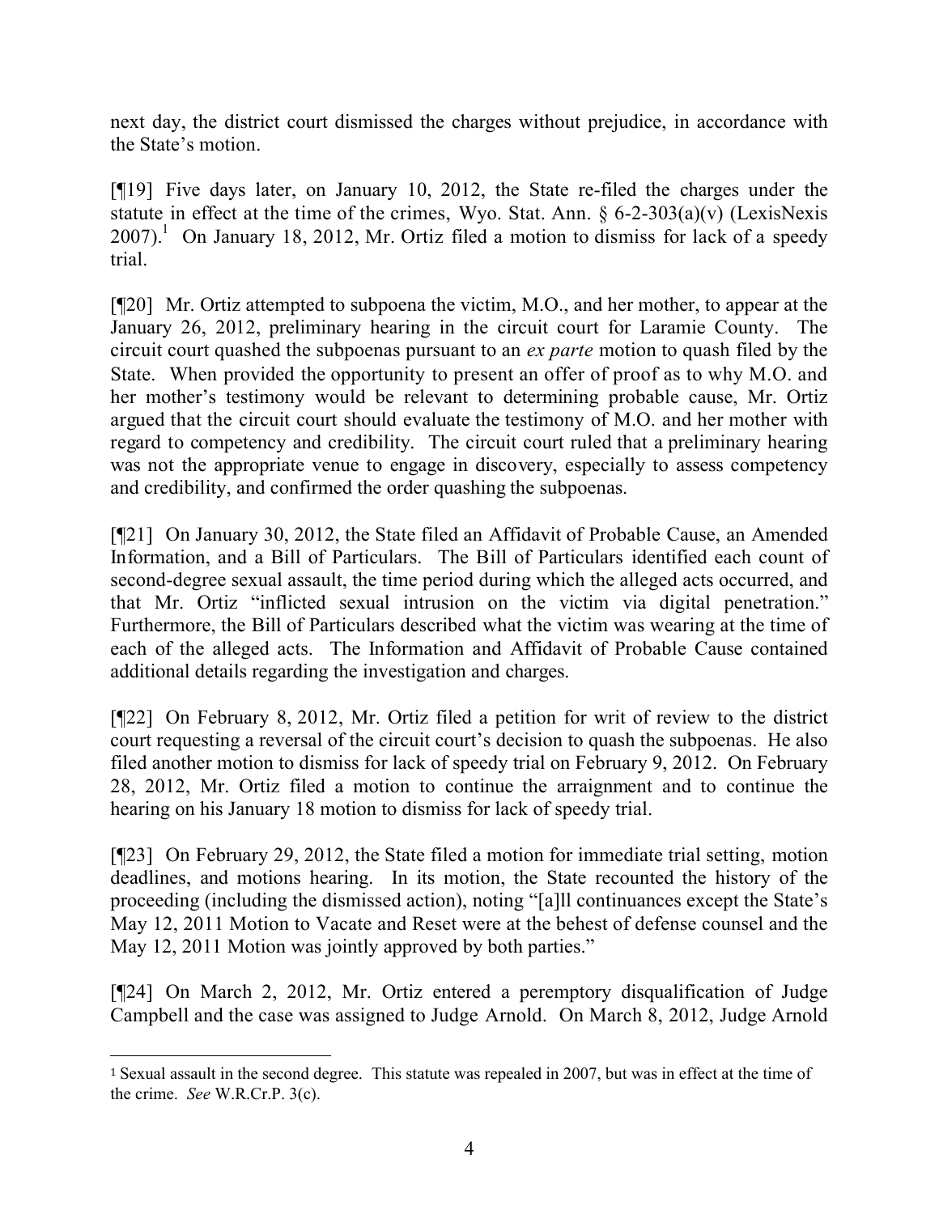next day, the district court dismissed the charges without prejudice, in accordance with the State's motion.

[¶19] Five days later, on January 10, 2012, the State re-filed the charges under the statute in effect at the time of the crimes, Wyo. Stat. Ann. § 6-2-303(a)(v) (LexisNexis 2007).[1] On January 18, 2012, Mr. Ortiz filed a motion to dismiss for lack of a speedy trial.

[¶20] Mr. Ortiz attempted to subpoena the victim, M.O., and her mother, to appear at the January 26, 2012, preliminary hearing in the circuit court for Laramie County. The circuit court quashed the subpoenas pursuant to an *ex parte* motion to quash filed by the State. When provided the opportunity to present an offer of proof as to why M.O. and her mother's testimony would be relevant to determining probable cause, Mr. Ortiz argued that the circuit court should evaluate the testimony of M.O. and her mother with regard to competency and credibility. The circuit court ruled that a preliminary hearing was not the appropriate venue to engage in discovery, especially to assess competency and credibility, and confirmed the order quashing the subpoenas.

[¶21] On January 30, 2012, the State filed an Affidavit of Probable Cause, an Amended Information, and a Bill of Particulars. The Bill of Particulars identified each count of second-degree sexual assault, the time period during which the alleged acts occurred, and that Mr. Ortiz "inflicted sexual intrusion on the victim via digital penetration." Furthermore, the Bill of Particulars described what the victim was wearing at the time of each of the alleged acts. The Information and Affidavit of Probable Cause contained additional details regarding the investigation and charges.

[¶22] On February 8, 2012, Mr. Ortiz filed a petition for writ of review to the district court requesting a reversal of the circuit court's decision to quash the subpoenas. He also filed another motion to dismiss for lack of speedy trial on February 9, 2012. On February 28, 2012, Mr. Ortiz filed a motion to continue the arraignment and to continue the hearing on his January 18 motion to dismiss for lack of speedy trial.

[¶23] On February 29, 2012, the State filed a motion for immediate trial setting, motion deadlines, and motions hearing. In its motion, the State recounted the history of the proceeding (including the dismissed action), noting "[a]ll continuances except the State's May 12, 2011 Motion to Vacate and Reset were at the behest of defense counsel and the May 12, 2011 Motion was jointly approved by both parties."

[¶24] On March 2, 2012, Mr. Ortiz entered a peremptory disqualification of Judge Campbell and the case was assigned to Judge Arnold. On March 8, 2012, Judge Arnold

---

[1] Sexual assault in the second degree. This statute was repealed in 2007, but was in effect at the time of the crime. *See* W.R.Cr.P. 3(c).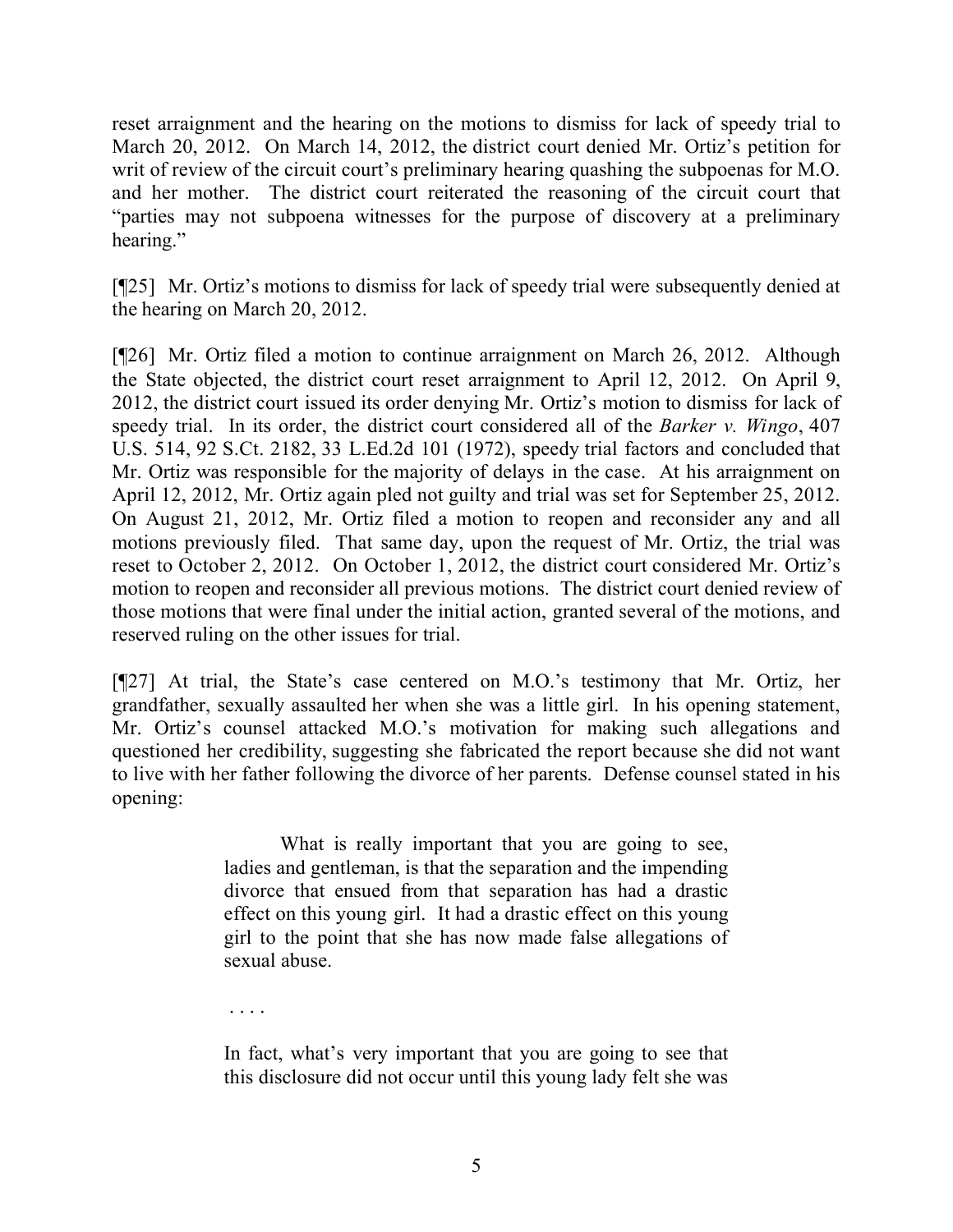reset arraignment and the hearing on the motions to dismiss for lack of speedy trial to March 20, 2012. On March 14, 2012, the district court denied Mr. Ortiz's petition for writ of review of the circuit court's preliminary hearing quashing the subpoenas for M.O. and her mother. The district court reiterated the reasoning of the circuit court that "parties may not subpoena witnesses for the purpose of discovery at a preliminary hearing."

[¶25] Mr. Ortiz's motions to dismiss for lack of speedy trial were subsequently denied at the hearing on March 20, 2012.

[¶26] Mr. Ortiz filed a motion to continue arraignment on March 26, 2012. Although the State objected, the district court reset arraignment to April 12, 2012. On April 9, 2012, the district court issued its order denying Mr. Ortiz's motion to dismiss for lack of speedy trial. In its order, the district court considered all of the *Barker v. Wingo*, 407 U.S. 514, 92 S.Ct. 2182, 33 L.Ed.2d 101 (1972), speedy trial factors and concluded that Mr. Ortiz was responsible for the majority of delays in the case. At his arraignment on April 12, 2012, Mr. Ortiz again pled not guilty and trial was set for September 25, 2012. On August 21, 2012, Mr. Ortiz filed a motion to reopen and reconsider any and all motions previously filed. That same day, upon the request of Mr. Ortiz, the trial was reset to October 2, 2012. On October 1, 2012, the district court considered Mr. Ortiz's motion to reopen and reconsider all previous motions. The district court denied review of those motions that were final under the initial action, granted several of the motions, and reserved ruling on the other issues for trial.

[¶27] At trial, the State's case centered on M.O.'s testimony that Mr. Ortiz, her grandfather, sexually assaulted her when she was a little girl. In his opening statement, Mr. Ortiz's counsel attacked M.O.'s motivation for making such allegations and questioned her credibility, suggesting she fabricated the report because she did not want to live with her father following the divorce of her parents. Defense counsel stated in his opening:

> What is really important that you are going to see, ladies and gentleman, is that the separation and the impending divorce that ensued from that separation has had a drastic effect on this young girl. It had a drastic effect on this young girl to the point that she has now made false allegations of sexual abuse.
>
> . . . .
>
> In fact, what's very important that you are going to see that this disclosure did not occur until this young lady felt she was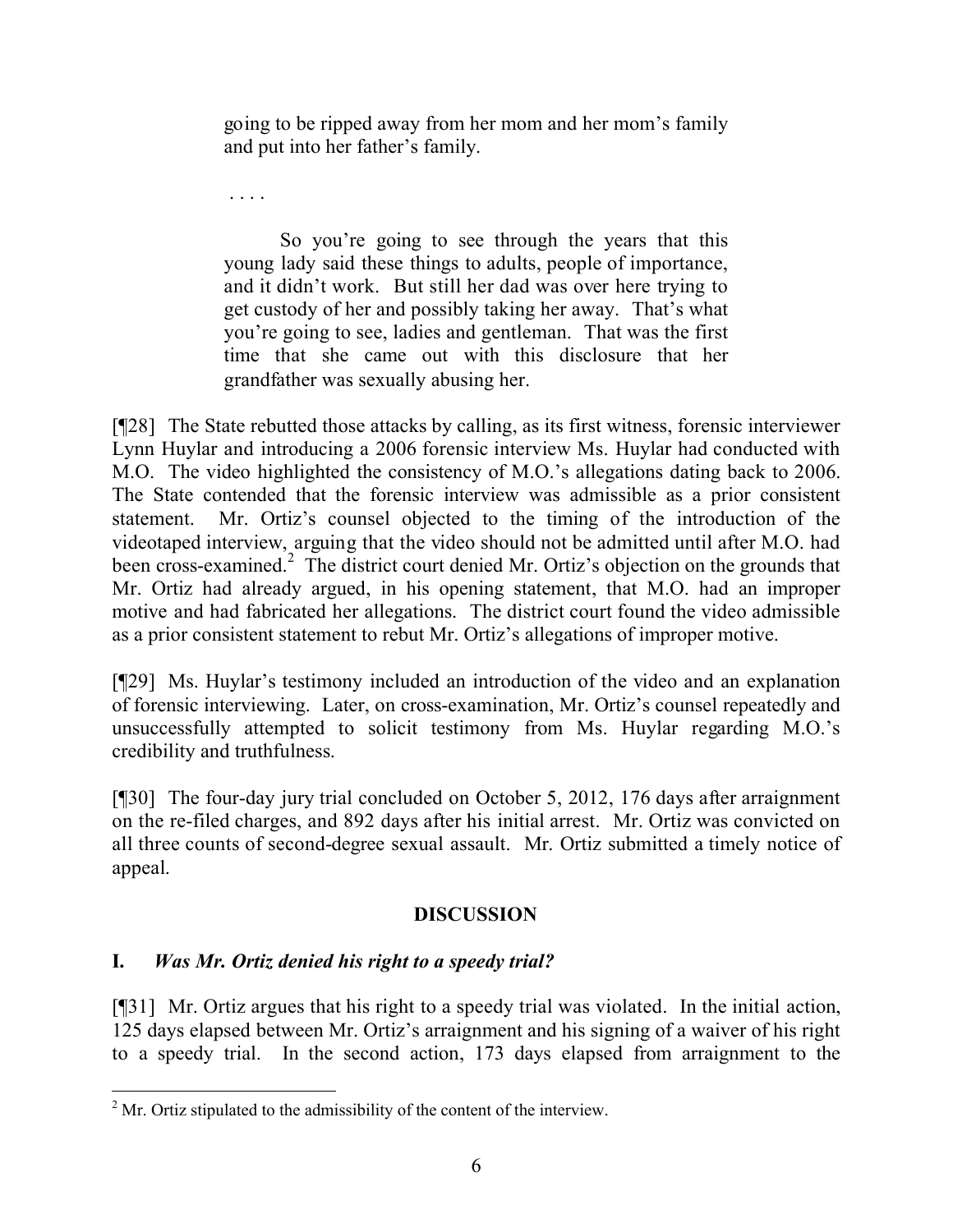> going to be ripped away from her mom and her mom's family and put into her father's family.
>
> . . . .
>
> So you're going to see through the years that this young lady said these things to adults, people of importance, and it didn't work. But still her dad was over here trying to get custody of her and possibly taking her away. That's what you're going to see, ladies and gentleman. That was the first time that she came out with this disclosure that her grandfather was sexually abusing her.

[¶28] The State rebutted those attacks by calling, as its first witness, forensic interviewer Lynn Huylar and introducing a 2006 forensic interview Ms. Huylar had conducted with M.O. The video highlighted the consistency of M.O.'s allegations dating back to 2006. The State contended that the forensic interview was admissible as a prior consistent statement. Mr. Ortiz's counsel objected to the timing of the introduction of the videotaped interview, arguing that the video should not be admitted until after M.O. had been cross-examined.[2] The district court denied Mr. Ortiz's objection on the grounds that Mr. Ortiz had already argued, in his opening statement, that M.O. had an improper motive and had fabricated her allegations. The district court found the video admissible as a prior consistent statement to rebut Mr. Ortiz's allegations of improper motive.

[¶29] Ms. Huylar's testimony included an introduction of the video and an explanation of forensic interviewing. Later, on cross-examination, Mr. Ortiz's counsel repeatedly and unsuccessfully attempted to solicit testimony from Ms. Huylar regarding M.O.'s credibility and truthfulness.

[¶30] The four-day jury trial concluded on October 5, 2012, 176 days after arraignment on the re-filed charges, and 892 days after his initial arrest. Mr. Ortiz was convicted on all three counts of second-degree sexual assault. Mr. Ortiz submitted a timely notice of appeal.

## DISCUSSION

### I. *Was Mr. Ortiz denied his right to a speedy trial?*

[¶31] Mr. Ortiz argues that his right to a speedy trial was violated. In the initial action, 125 days elapsed between Mr. Ortiz's arraignment and his signing of a waiver of his right to a speedy trial. In the second action, 173 days elapsed from arraignment to the

---

[2] Mr. Ortiz stipulated to the admissibility of the content of the interview.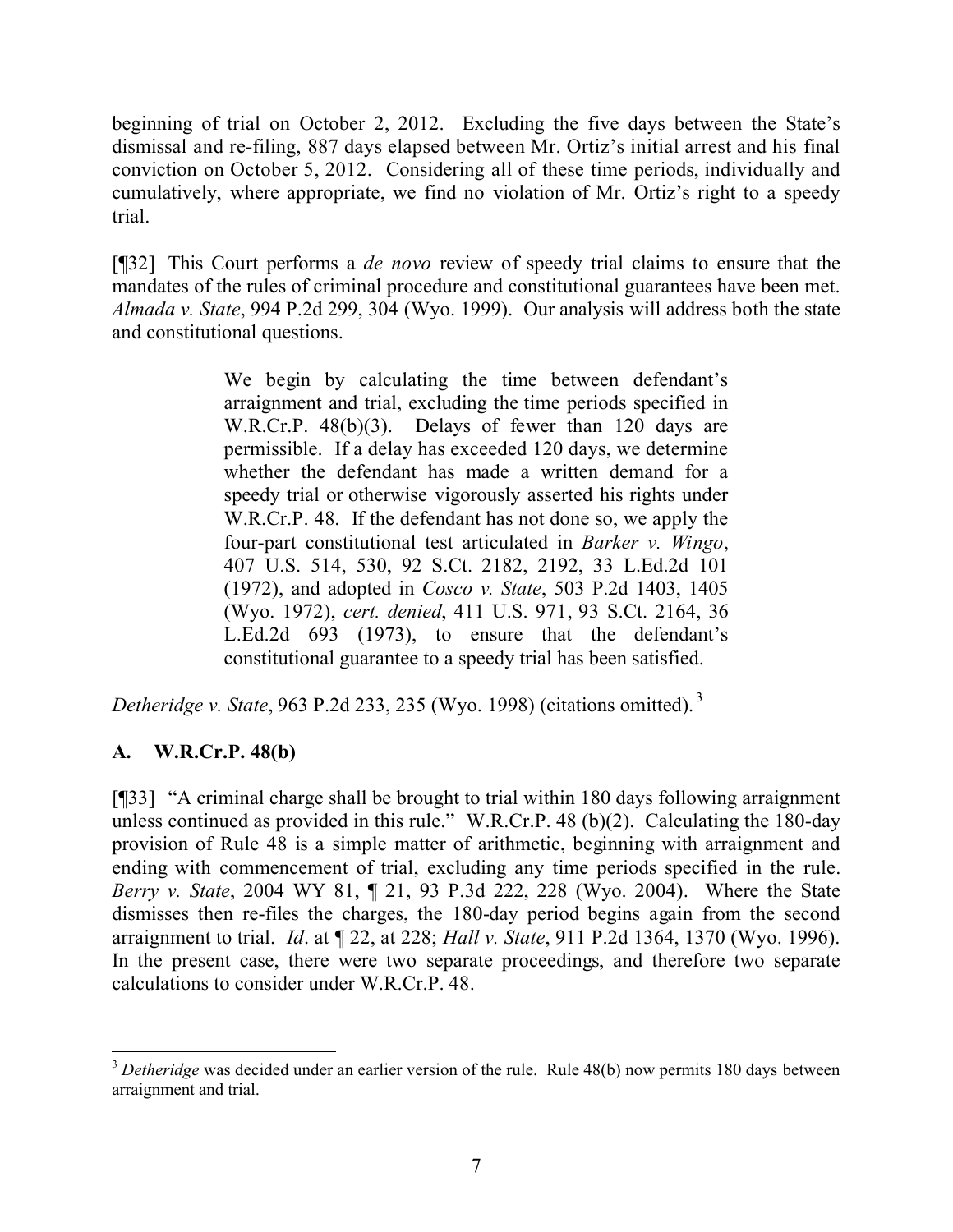beginning of trial on October 2, 2012. Excluding the five days between the State's dismissal and re-filing, 887 days elapsed between Mr. Ortiz's initial arrest and his final conviction on October 5, 2012. Considering all of these time periods, individually and cumulatively, where appropriate, we find no violation of Mr. Ortiz's right to a speedy trial.

[¶32] This Court performs a *de novo* review of speedy trial claims to ensure that the mandates of the rules of criminal procedure and constitutional guarantees have been met. *Almada v. State*, 994 P.2d 299, 304 (Wyo. 1999). Our analysis will address both the state and constitutional questions.

> We begin by calculating the time between defendant's arraignment and trial, excluding the time periods specified in W.R.Cr.P. 48(b)(3). Delays of fewer than 120 days are permissible. If a delay has exceeded 120 days, we determine whether the defendant has made a written demand for a speedy trial or otherwise vigorously asserted his rights under W.R.Cr.P. 48. If the defendant has not done so, we apply the four-part constitutional test articulated in *Barker v. Wingo*, 407 U.S. 514, 530, 92 S.Ct. 2182, 2192, 33 L.Ed.2d 101 (1972), and adopted in *Cosco v. State*, 503 P.2d 1403, 1405 (Wyo. 1972), *cert. denied*, 411 U.S. 971, 93 S.Ct. 2164, 36 L.Ed.2d 693 (1973), to ensure that the defendant's constitutional guarantee to a speedy trial has been satisfied.

*Detheridge v. State*, 963 P.2d 233, 235 (Wyo. 1998) (citations omitted).[3]

## A. W.R.Cr.P. 48(b)

[¶33] "A criminal charge shall be brought to trial within 180 days following arraignment unless continued as provided in this rule." W.R.Cr.P. 48 (b)(2). Calculating the 180-day provision of Rule 48 is a simple matter of arithmetic, beginning with arraignment and ending with commencement of trial, excluding any time periods specified in the rule. *Berry v. State*, 2004 WY 81, ¶ 21, 93 P.3d 222, 228 (Wyo. 2004). Where the State dismisses then re-files the charges, the 180-day period begins again from the second arraignment to trial. *Id*. at ¶ 22, at 228; *Hall v. State*, 911 P.2d 1364, 1370 (Wyo. 1996). In the present case, there were two separate proceedings, and therefore two separate calculations to consider under W.R.Cr.P. 48.

---

[3] *Detheridge* was decided under an earlier version of the rule. Rule 48(b) now permits 180 days between arraignment and trial.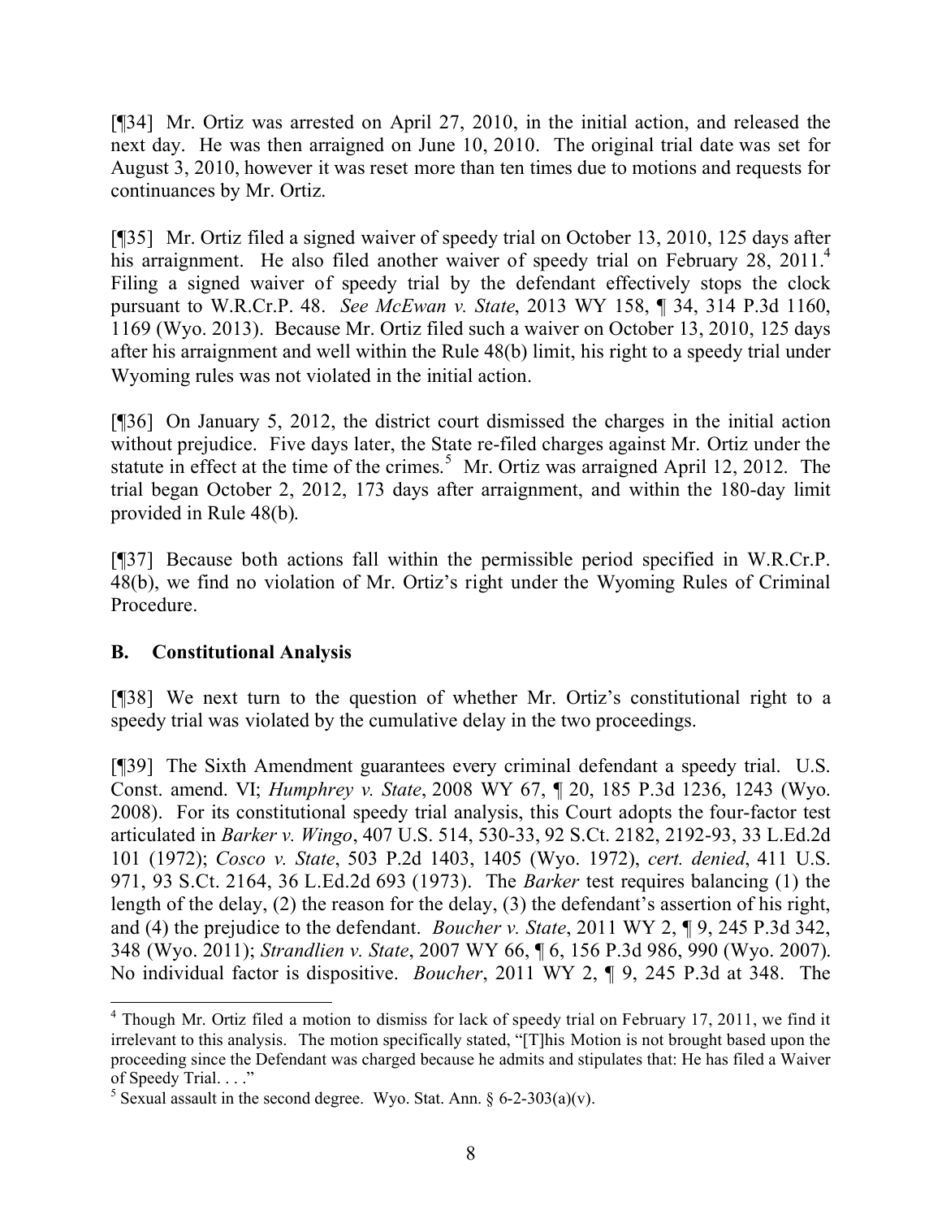[¶34] Mr. Ortiz was arrested on April 27, 2010, in the initial action, and released the next day. He was then arraigned on June 10, 2010. The original trial date was set for August 3, 2010, however it was reset more than ten times due to motions and requests for continuances by Mr. Ortiz.

[¶35] Mr. Ortiz filed a signed waiver of speedy trial on October 13, 2010, 125 days after his arraignment. He also filed another waiver of speedy trial on February 28, 2011.[4] Filing a signed waiver of speedy trial by the defendant effectively stops the clock pursuant to W.R.Cr.P. 48. *See McEwan v. State*, 2013 WY 158, ¶ 34, 314 P.3d 1160, 1169 (Wyo. 2013). Because Mr. Ortiz filed such a waiver on October 13, 2010, 125 days after his arraignment and well within the Rule 48(b) limit, his right to a speedy trial under Wyoming rules was not violated in the initial action.

[¶36] On January 5, 2012, the district court dismissed the charges in the initial action without prejudice. Five days later, the State re-filed charges against Mr. Ortiz under the statute in effect at the time of the crimes.[5] Mr. Ortiz was arraigned April 12, 2012. The trial began October 2, 2012, 173 days after arraignment, and within the 180-day limit provided in Rule 48(b).

[¶37] Because both actions fall within the permissible period specified in W.R.Cr.P. 48(b), we find no violation of Mr. Ortiz's right under the Wyoming Rules of Criminal Procedure.

## B. Constitutional Analysis

[¶38] We next turn to the question of whether Mr. Ortiz's constitutional right to a speedy trial was violated by the cumulative delay in the two proceedings.

[¶39] The Sixth Amendment guarantees every criminal defendant a speedy trial. U.S. Const. amend. VI; *Humphrey v. State*, 2008 WY 67, ¶ 20, 185 P.3d 1236, 1243 (Wyo. 2008). For its constitutional speedy trial analysis, this Court adopts the four-factor test articulated in *Barker v. Wingo*, 407 U.S. 514, 530-33, 92 S.Ct. 2182, 2192-93, 33 L.Ed.2d 101 (1972); *Cosco v. State*, 503 P.2d 1403, 1405 (Wyo. 1972), *cert. denied*, 411 U.S. 971, 93 S.Ct. 2164, 36 L.Ed.2d 693 (1973). The *Barker* test requires balancing (1) the length of the delay, (2) the reason for the delay, (3) the defendant's assertion of his right, and (4) the prejudice to the defendant. *Boucher v. State*, 2011 WY 2, ¶ 9, 245 P.3d 342, 348 (Wyo. 2011); *Strandlien v. State*, 2007 WY 66, ¶ 6, 156 P.3d 986, 990 (Wyo. 2007). No individual factor is dispositive. *Boucher*, 2011 WY 2, ¶ 9, 245 P.3d at 348. The

---

[4] Though Mr. Ortiz filed a motion to dismiss for lack of speedy trial on February 17, 2011, we find it irrelevant to this analysis. The motion specifically stated, "[T]his Motion is not brought based upon the proceeding since the Defendant was charged because he admits and stipulates that: He has filed a Waiver of Speedy Trial. . . ."

[5] Sexual assault in the second degree. Wyo. Stat. Ann. § 6-2-303(a)(v).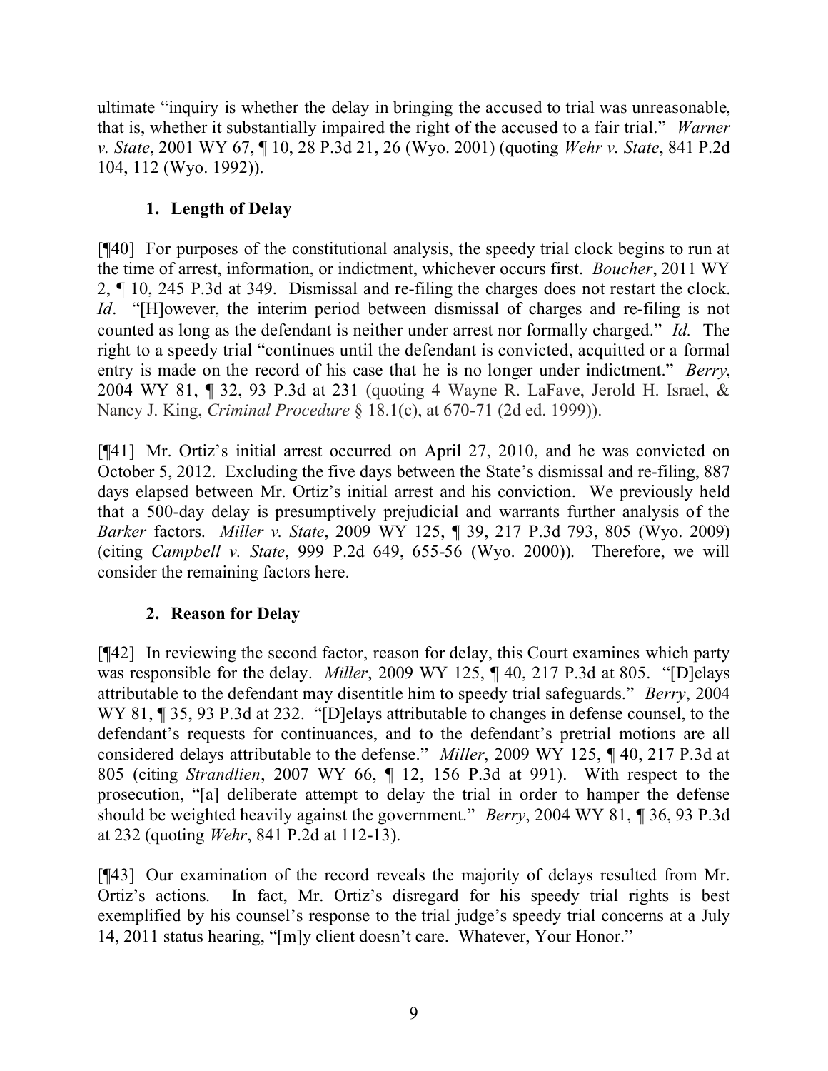ultimate "inquiry is whether the delay in bringing the accused to trial was unreasonable, that is, whether it substantially impaired the right of the accused to a fair trial." *Warner v. State*, 2001 WY 67, ¶ 10, 28 P.3d 21, 26 (Wyo. 2001) (quoting *Wehr v. State*, 841 P.2d 104, 112 (Wyo. 1992)).

### 1. Length of Delay

[¶40] For purposes of the constitutional analysis, the speedy trial clock begins to run at the time of arrest, information, or indictment, whichever occurs first. *Boucher*, 2011 WY 2, ¶ 10, 245 P.3d at 349. Dismissal and re-filing the charges does not restart the clock. *Id*. "[H]owever, the interim period between dismissal of charges and re-filing is not counted as long as the defendant is neither under arrest nor formally charged." *Id.* The right to a speedy trial "continues until the defendant is convicted, acquitted or a formal entry is made on the record of his case that he is no longer under indictment." *Berry*, 2004 WY 81, ¶ 32, 93 P.3d at 231 (quoting 4 Wayne R. LaFave, Jerold H. Israel, & Nancy J. King, *Criminal Procedure* § 18.1(c), at 670-71 (2d ed. 1999)).

[¶41] Mr. Ortiz's initial arrest occurred on April 27, 2010, and he was convicted on October 5, 2012. Excluding the five days between the State's dismissal and re-filing, 887 days elapsed between Mr. Ortiz's initial arrest and his conviction. We previously held that a 500-day delay is presumptively prejudicial and warrants further analysis of the *Barker* factors. *Miller v. State*, 2009 WY 125, ¶ 39, 217 P.3d 793, 805 (Wyo. 2009) (citing *Campbell v. State*, 999 P.2d 649, 655-56 (Wyo. 2000)). Therefore, we will consider the remaining factors here.

### 2. Reason for Delay

[¶42] In reviewing the second factor, reason for delay, this Court examines which party was responsible for the delay. *Miller*, 2009 WY 125, ¶ 40, 217 P.3d at 805. "[D]elays attributable to the defendant may disentitle him to speedy trial safeguards." *Berry*, 2004 WY 81, ¶ 35, 93 P.3d at 232. "[D]elays attributable to changes in defense counsel, to the defendant's requests for continuances, and to the defendant's pretrial motions are all considered delays attributable to the defense." *Miller*, 2009 WY 125, ¶ 40, 217 P.3d at 805 (citing *Strandlien*, 2007 WY 66, ¶ 12, 156 P.3d at 991). With respect to the prosecution, "[a] deliberate attempt to delay the trial in order to hamper the defense should be weighted heavily against the government." *Berry*, 2004 WY 81, ¶ 36, 93 P.3d at 232 (quoting *Wehr*, 841 P.2d at 112-13).

[¶43] Our examination of the record reveals the majority of delays resulted from Mr. Ortiz's actions. In fact, Mr. Ortiz's disregard for his speedy trial rights is best exemplified by his counsel's response to the trial judge's speedy trial concerns at a July 14, 2011 status hearing, "[m]y client doesn't care. Whatever, Your Honor."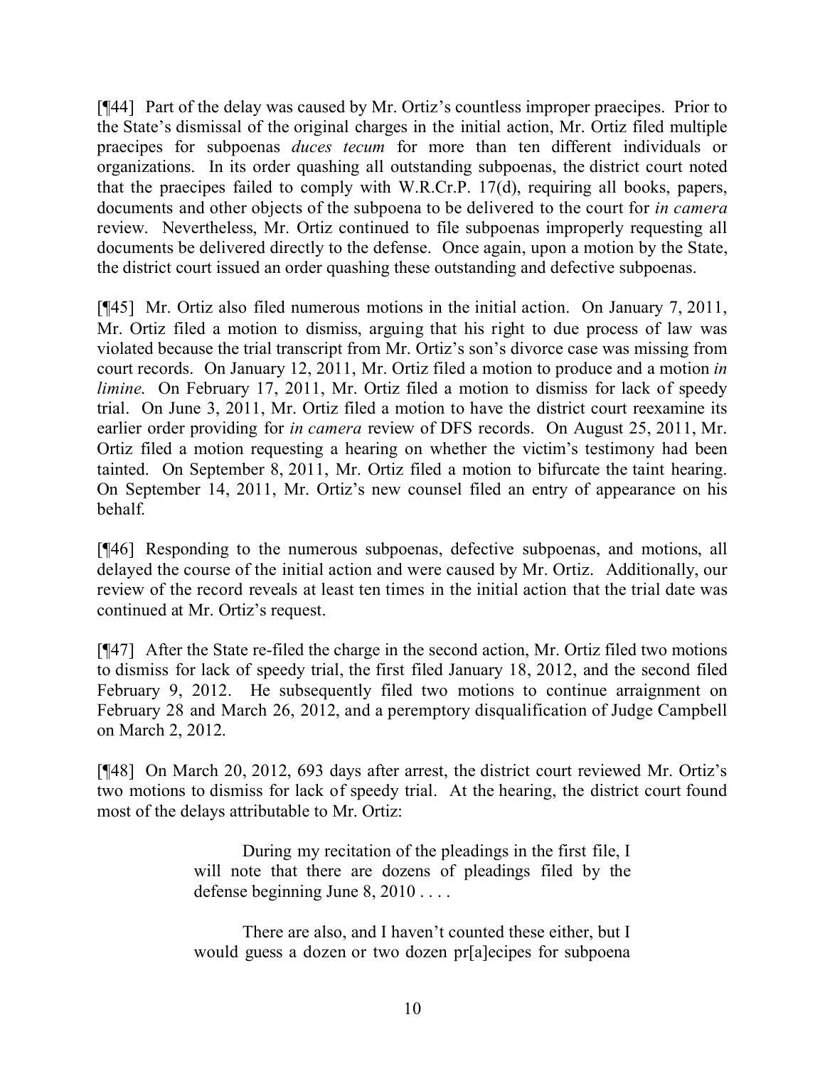[¶44] Part of the delay was caused by Mr. Ortiz's countless improper praecipes. Prior to the State's dismissal of the original charges in the initial action, Mr. Ortiz filed multiple praecipes for subpoenas *duces tecum* for more than ten different individuals or organizations. In its order quashing all outstanding subpoenas, the district court noted that the praecipes failed to comply with W.R.Cr.P. 17(d), requiring all books, papers, documents and other objects of the subpoena to be delivered to the court for *in camera* review. Nevertheless, Mr. Ortiz continued to file subpoenas improperly requesting all documents be delivered directly to the defense. Once again, upon a motion by the State, the district court issued an order quashing these outstanding and defective subpoenas.

[¶45] Mr. Ortiz also filed numerous motions in the initial action. On January 7, 2011, Mr. Ortiz filed a motion to dismiss, arguing that his right to due process of law was violated because the trial transcript from Mr. Ortiz's son's divorce case was missing from court records. On January 12, 2011, Mr. Ortiz filed a motion to produce and a motion *in limine*. On February 17, 2011, Mr. Ortiz filed a motion to dismiss for lack of speedy trial. On June 3, 2011, Mr. Ortiz filed a motion to have the district court reexamine its earlier order providing for *in camera* review of DFS records. On August 25, 2011, Mr. Ortiz filed a motion requesting a hearing on whether the victim's testimony had been tainted. On September 8, 2011, Mr. Ortiz filed a motion to bifurcate the taint hearing. On September 14, 2011, Mr. Ortiz's new counsel filed an entry of appearance on his behalf.

[¶46] Responding to the numerous subpoenas, defective subpoenas, and motions, all delayed the course of the initial action and were caused by Mr. Ortiz. Additionally, our review of the record reveals at least ten times in the initial action that the trial date was continued at Mr. Ortiz's request.

[¶47] After the State re-filed the charge in the second action, Mr. Ortiz filed two motions to dismiss for lack of speedy trial, the first filed January 18, 2012, and the second filed February 9, 2012. He subsequently filed two motions to continue arraignment on February 28 and March 26, 2012, and a peremptory disqualification of Judge Campbell on March 2, 2012.

[¶48] On March 20, 2012, 693 days after arrest, the district court reviewed Mr. Ortiz's two motions to dismiss for lack of speedy trial. At the hearing, the district court found most of the delays attributable to Mr. Ortiz:

> During my recitation of the pleadings in the first file, I will note that there are dozens of pleadings filed by the defense beginning June 8, 2010 . . . .
>
> There are also, and I haven't counted these either, but I would guess a dozen or two dozen pr[a]ecipes for subpoena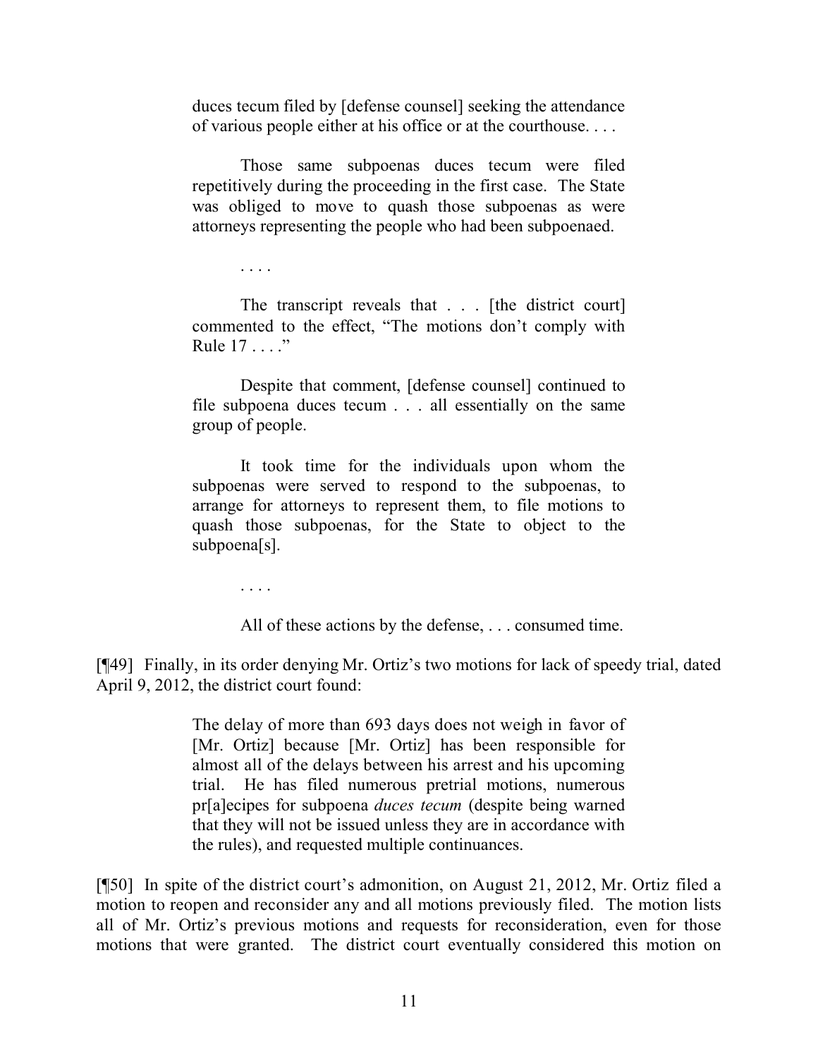> duces tecum filed by [defense counsel] seeking the attendance of various people either at his office or at the courthouse. . . .
>
> Those same subpoenas duces tecum were filed repetitively during the proceeding in the first case. The State was obliged to move to quash those subpoenas as were attorneys representing the people who had been subpoenaed.
>
> . . . .
>
> The transcript reveals that . . . [the district court] commented to the effect, "The motions don't comply with Rule 17 . . . ."
>
> Despite that comment, [defense counsel] continued to file subpoena duces tecum . . . all essentially on the same group of people.
>
> It took time for the individuals upon whom the subpoenas were served to respond to the subpoenas, to arrange for attorneys to represent them, to file motions to quash those subpoenas, for the State to object to the subpoena[s].
>
> . . . .
>
> All of these actions by the defense, . . . consumed time.

[¶49] Finally, in its order denying Mr. Ortiz's two motions for lack of speedy trial, dated April 9, 2012, the district court found:

> The delay of more than 693 days does not weigh in favor of [Mr. Ortiz] because [Mr. Ortiz] has been responsible for almost all of the delays between his arrest and his upcoming trial. He has filed numerous pretrial motions, numerous pr[a]ecipes for subpoena *duces tecum* (despite being warned that they will not be issued unless they are in accordance with the rules), and requested multiple continuances.

[¶50] In spite of the district court's admonition, on August 21, 2012, Mr. Ortiz filed a motion to reopen and reconsider any and all motions previously filed. The motion lists all of Mr. Ortiz's previous motions and requests for reconsideration, even for those motions that were granted. The district court eventually considered this motion on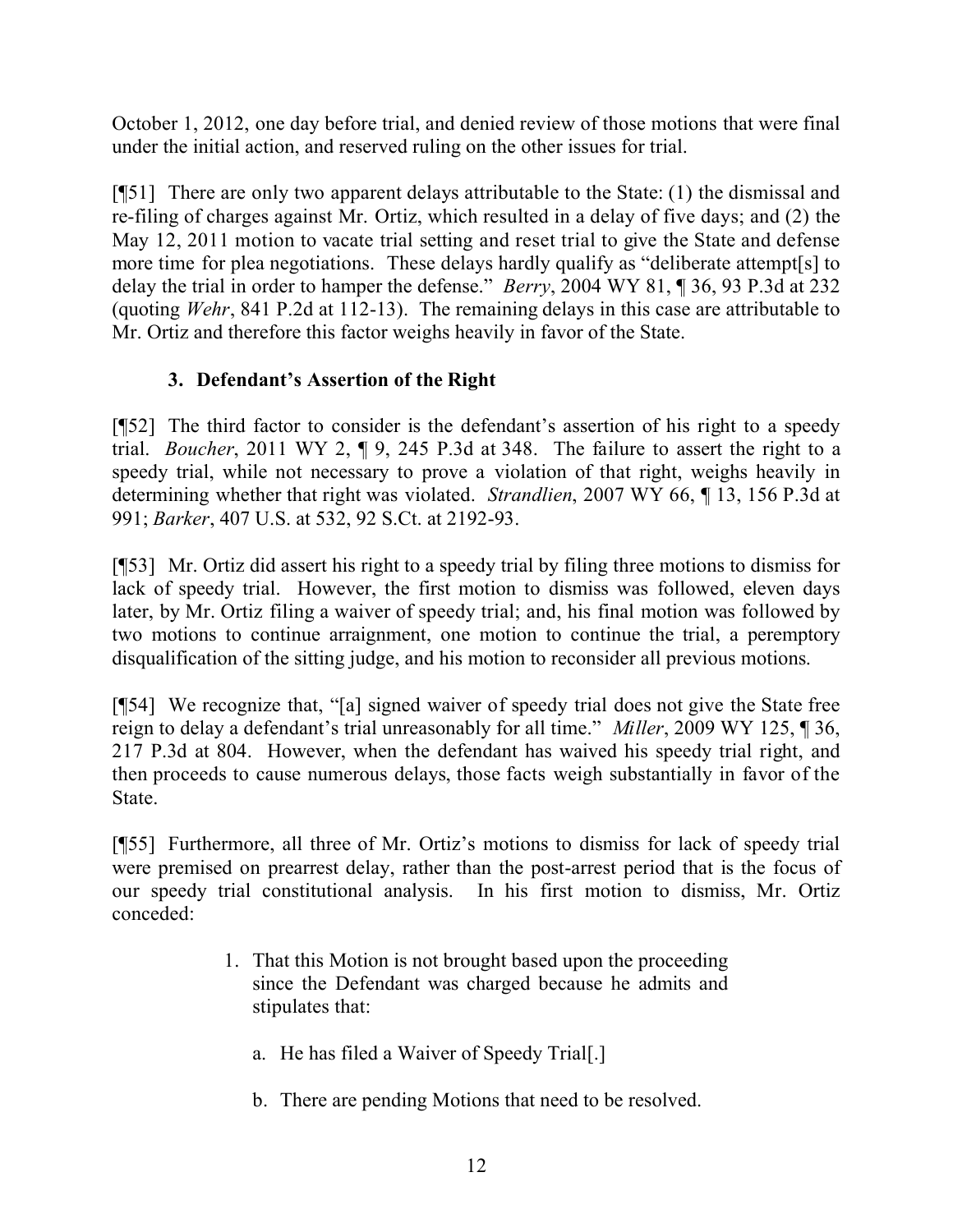October 1, 2012, one day before trial, and denied review of those motions that were final under the initial action, and reserved ruling on the other issues for trial.

[¶51] There are only two apparent delays attributable to the State: (1) the dismissal and re-filing of charges against Mr. Ortiz, which resulted in a delay of five days; and (2) the May 12, 2011 motion to vacate trial setting and reset trial to give the State and defense more time for plea negotiations. These delays hardly qualify as "deliberate attempt[s] to delay the trial in order to hamper the defense." *Berry*, 2004 WY 81, ¶ 36, 93 P.3d at 232 (quoting *Wehr*, 841 P.2d at 112-13). The remaining delays in this case are attributable to Mr. Ortiz and therefore this factor weighs heavily in favor of the State.

### 3. Defendant's Assertion of the Right

[¶52] The third factor to consider is the defendant's assertion of his right to a speedy trial. *Boucher*, 2011 WY 2, ¶ 9, 245 P.3d at 348. The failure to assert the right to a speedy trial, while not necessary to prove a violation of that right, weighs heavily in determining whether that right was violated. *Strandlien*, 2007 WY 66, ¶ 13, 156 P.3d at 991; *Barker*, 407 U.S. at 532, 92 S.Ct. at 2192-93.

[¶53] Mr. Ortiz did assert his right to a speedy trial by filing three motions to dismiss for lack of speedy trial. However, the first motion to dismiss was followed, eleven days later, by Mr. Ortiz filing a waiver of speedy trial; and, his final motion was followed by two motions to continue arraignment, one motion to continue the trial, a peremptory disqualification of the sitting judge, and his motion to reconsider all previous motions.

[¶54] We recognize that, "[a] signed waiver of speedy trial does not give the State free reign to delay a defendant's trial unreasonably for all time." *Miller*, 2009 WY 125, ¶ 36, 217 P.3d at 804. However, when the defendant has waived his speedy trial right, and then proceeds to cause numerous delays, those facts weigh substantially in favor of the State.

[¶55] Furthermore, all three of Mr. Ortiz's motions to dismiss for lack of speedy trial were premised on prearrest delay, rather than the post-arrest period that is the focus of our speedy trial constitutional analysis. In his first motion to dismiss, Mr. Ortiz conceded:

> 1. That this Motion is not brought based upon the proceeding since the Defendant was charged because he admits and stipulates that:
>
>     a. He has filed a Waiver of Speedy Trial[.]
>
>     b. There are pending Motions that need to be resolved.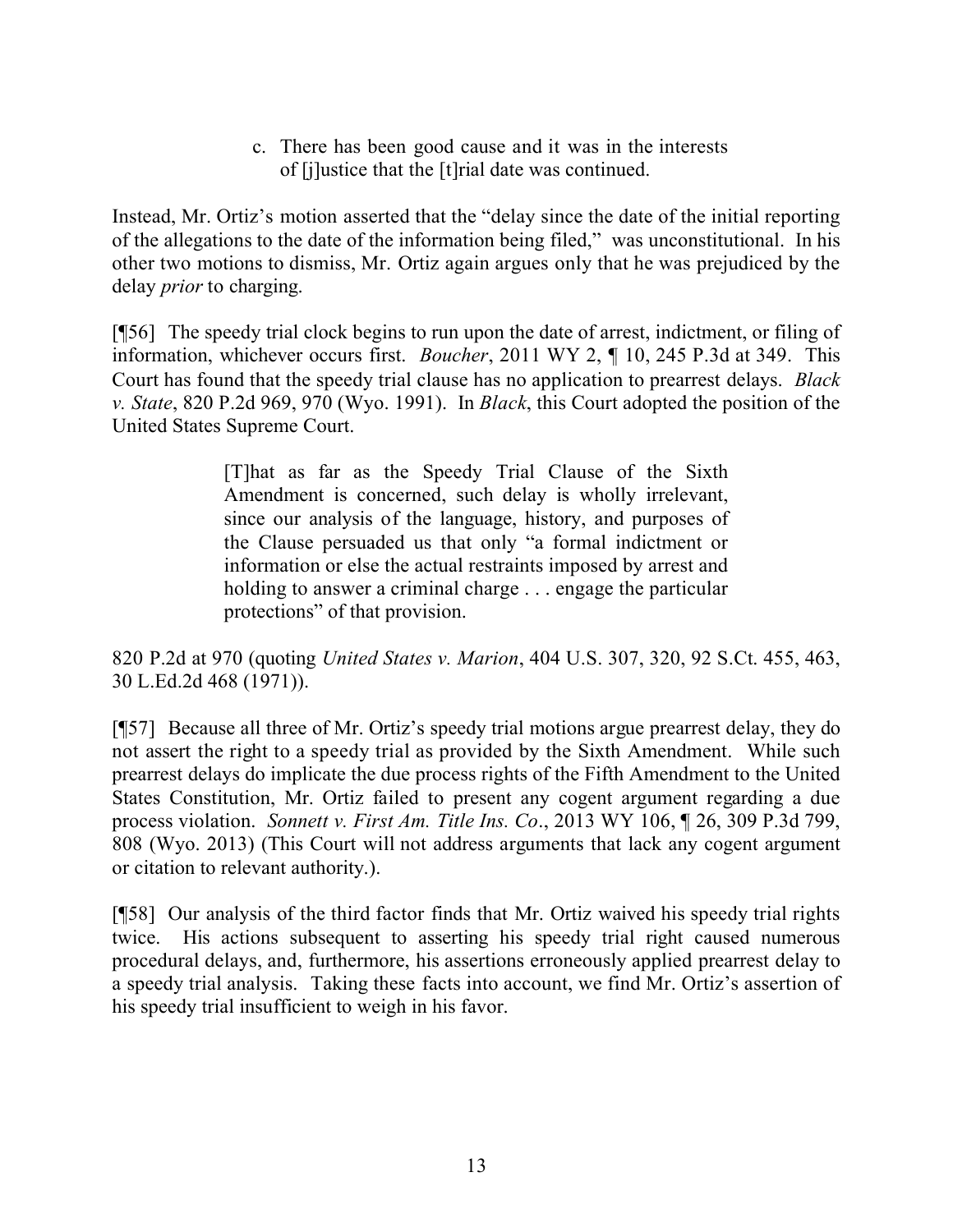> c. There has been good cause and it was in the interests of [j]ustice that the [t]rial date was continued.

Instead, Mr. Ortiz's motion asserted that the "delay since the date of the initial reporting of the allegations to the date of the information being filed," was unconstitutional. In his other two motions to dismiss, Mr. Ortiz again argues only that he was prejudiced by the delay *prior* to charging.

[¶56] The speedy trial clock begins to run upon the date of arrest, indictment, or filing of information, whichever occurs first. *Boucher*, 2011 WY 2, ¶ 10, 245 P.3d at 349. This Court has found that the speedy trial clause has no application to prearrest delays. *Black v. State*, 820 P.2d 969, 970 (Wyo. 1991). In *Black*, this Court adopted the position of the United States Supreme Court.

> [T]hat as far as the Speedy Trial Clause of the Sixth Amendment is concerned, such delay is wholly irrelevant, since our analysis of the language, history, and purposes of the Clause persuaded us that only "a formal indictment or information or else the actual restraints imposed by arrest and holding to answer a criminal charge . . . engage the particular protections" of that provision.

820 P.2d at 970 (quoting *United States v. Marion*, 404 U.S. 307, 320, 92 S.Ct. 455, 463, 30 L.Ed.2d 468 (1971)).

[¶57] Because all three of Mr. Ortiz's speedy trial motions argue prearrest delay, they do not assert the right to a speedy trial as provided by the Sixth Amendment. While such prearrest delays do implicate the due process rights of the Fifth Amendment to the United States Constitution, Mr. Ortiz failed to present any cogent argument regarding a due process violation. *Sonnett v. First Am. Title Ins. Co*., 2013 WY 106, ¶ 26, 309 P.3d 799, 808 (Wyo. 2013) (This Court will not address arguments that lack any cogent argument or citation to relevant authority.).

[¶58] Our analysis of the third factor finds that Mr. Ortiz waived his speedy trial rights twice. His actions subsequent to asserting his speedy trial right caused numerous procedural delays, and, furthermore, his assertions erroneously applied prearrest delay to a speedy trial analysis. Taking these facts into account, we find Mr. Ortiz's assertion of his speedy trial insufficient to weigh in his favor.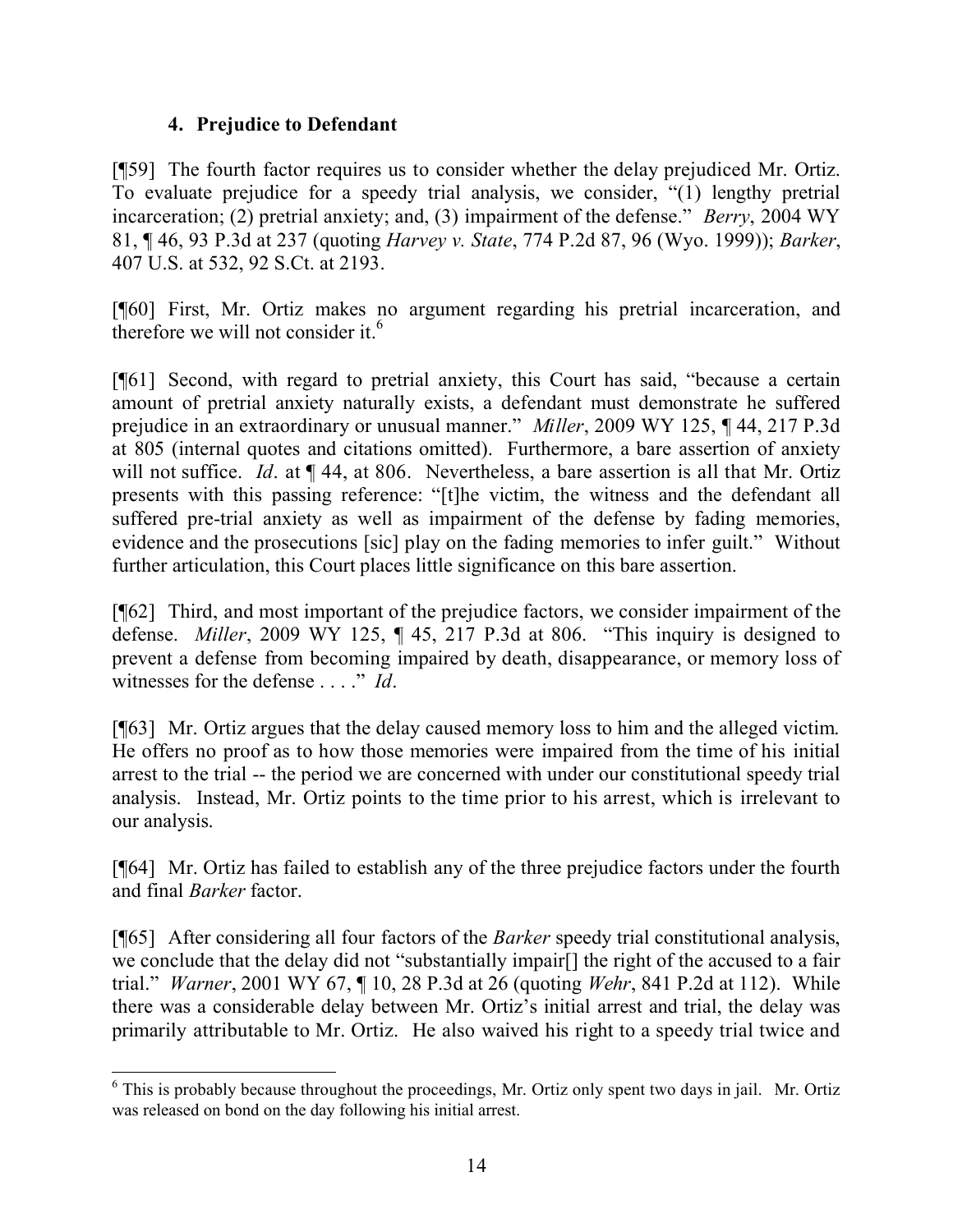### 4. Prejudice to Defendant

[¶59] The fourth factor requires us to consider whether the delay prejudiced Mr. Ortiz. To evaluate prejudice for a speedy trial analysis, we consider, "(1) lengthy pretrial incarceration; (2) pretrial anxiety; and, (3) impairment of the defense." *Berry*, 2004 WY 81, ¶ 46, 93 P.3d at 237 (quoting *Harvey v. State*, 774 P.2d 87, 96 (Wyo. 1999)); *Barker*, 407 U.S. at 532, 92 S.Ct. at 2193.

[¶60] First, Mr. Ortiz makes no argument regarding his pretrial incarceration, and therefore we will not consider it.[6]

[¶61] Second, with regard to pretrial anxiety, this Court has said, "because a certain amount of pretrial anxiety naturally exists, a defendant must demonstrate he suffered prejudice in an extraordinary or unusual manner." *Miller*, 2009 WY 125, ¶ 44, 217 P.3d at 805 (internal quotes and citations omitted). Furthermore, a bare assertion of anxiety will not suffice. *Id*. at ¶ 44, at 806. Nevertheless, a bare assertion is all that Mr. Ortiz presents with this passing reference: "[t]he victim, the witness and the defendant all suffered pre-trial anxiety as well as impairment of the defense by fading memories, evidence and the prosecutions [sic] play on the fading memories to infer guilt." Without further articulation, this Court places little significance on this bare assertion.

[¶62] Third, and most important of the prejudice factors, we consider impairment of the defense. *Miller*, 2009 WY 125, ¶ 45, 217 P.3d at 806. "This inquiry is designed to prevent a defense from becoming impaired by death, disappearance, or memory loss of witnesses for the defense . . . ." *Id*.

[¶63] Mr. Ortiz argues that the delay caused memory loss to him and the alleged victim. He offers no proof as to how those memories were impaired from the time of his initial arrest to the trial -- the period we are concerned with under our constitutional speedy trial analysis. Instead, Mr. Ortiz points to the time prior to his arrest, which is irrelevant to our analysis.

[¶64] Mr. Ortiz has failed to establish any of the three prejudice factors under the fourth and final *Barker* factor.

[¶65] After considering all four factors of the *Barker* speedy trial constitutional analysis, we conclude that the delay did not "substantially impair[] the right of the accused to a fair trial." *Warner*, 2001 WY 67, ¶ 10, 28 P.3d at 26 (quoting *Wehr*, 841 P.2d at 112). While there was a considerable delay between Mr. Ortiz's initial arrest and trial, the delay was primarily attributable to Mr. Ortiz. He also waived his right to a speedy trial twice and

---

[6] This is probably because throughout the proceedings, Mr. Ortiz only spent two days in jail. Mr. Ortiz was released on bond on the day following his initial arrest.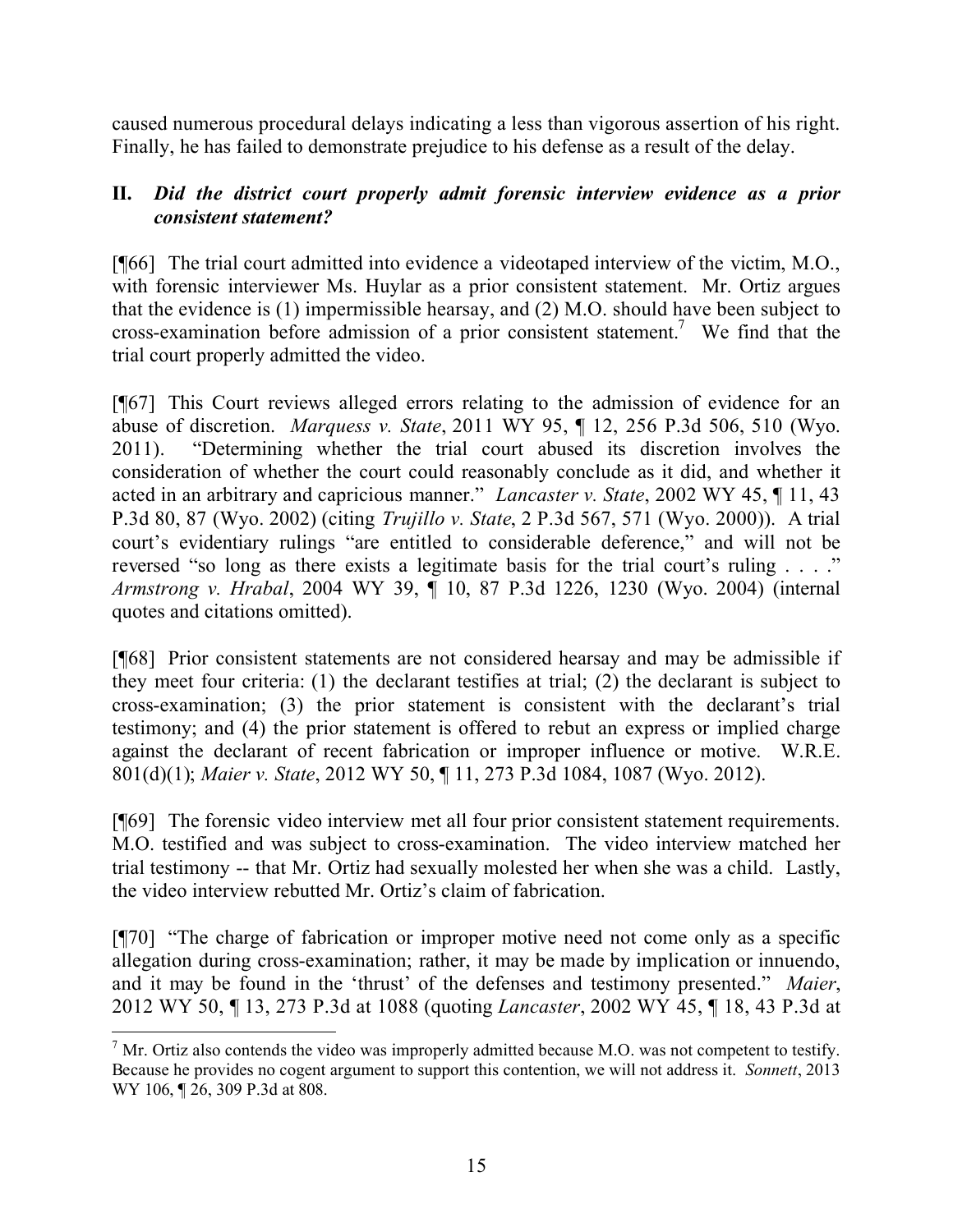caused numerous procedural delays indicating a less than vigorous assertion of his right. Finally, he has failed to demonstrate prejudice to his defense as a result of the delay.

## II. *Did the district court properly admit forensic interview evidence as a prior consistent statement?*

[¶66] The trial court admitted into evidence a videotaped interview of the victim, M.O., with forensic interviewer Ms. Huylar as a prior consistent statement. Mr. Ortiz argues that the evidence is (1) impermissible hearsay, and (2) M.O. should have been subject to cross-examination before admission of a prior consistent statement.[7] We find that the trial court properly admitted the video.

[¶67] This Court reviews alleged errors relating to the admission of evidence for an abuse of discretion. *Marquess v. State*, 2011 WY 95, ¶ 12, 256 P.3d 506, 510 (Wyo. 2011). "Determining whether the trial court abused its discretion involves the consideration of whether the court could reasonably conclude as it did, and whether it acted in an arbitrary and capricious manner." *Lancaster v. State*, 2002 WY 45, ¶ 11, 43 P.3d 80, 87 (Wyo. 2002) (citing *Trujillo v. State*, 2 P.3d 567, 571 (Wyo. 2000)). A trial court's evidentiary rulings "are entitled to considerable deference," and will not be reversed "so long as there exists a legitimate basis for the trial court's ruling . . . ." *Armstrong v. Hrabal*, 2004 WY 39, ¶ 10, 87 P.3d 1226, 1230 (Wyo. 2004) (internal quotes and citations omitted).

[¶68] Prior consistent statements are not considered hearsay and may be admissible if they meet four criteria: (1) the declarant testifies at trial; (2) the declarant is subject to cross-examination; (3) the prior statement is consistent with the declarant's trial testimony; and (4) the prior statement is offered to rebut an express or implied charge against the declarant of recent fabrication or improper influence or motive. W.R.E. 801(d)(1); *Maier v. State*, 2012 WY 50, ¶ 11, 273 P.3d 1084, 1087 (Wyo. 2012).

[¶69] The forensic video interview met all four prior consistent statement requirements. M.O. testified and was subject to cross-examination. The video interview matched her trial testimony -- that Mr. Ortiz had sexually molested her when she was a child. Lastly, the video interview rebutted Mr. Ortiz's claim of fabrication.

[¶70] "The charge of fabrication or improper motive need not come only as a specific allegation during cross-examination; rather, it may be made by implication or innuendo, and it may be found in the 'thrust' of the defenses and testimony presented." *Maier*, 2012 WY 50, ¶ 13, 273 P.3d at 1088 (quoting *Lancaster*, 2002 WY 45, ¶ 18, 43 P.3d at

---

[7] Mr. Ortiz also contends the video was improperly admitted because M.O. was not competent to testify. Because he provides no cogent argument to support this contention, we will not address it. *Sonnett*, 2013 WY 106, ¶ 26, 309 P.3d at 808.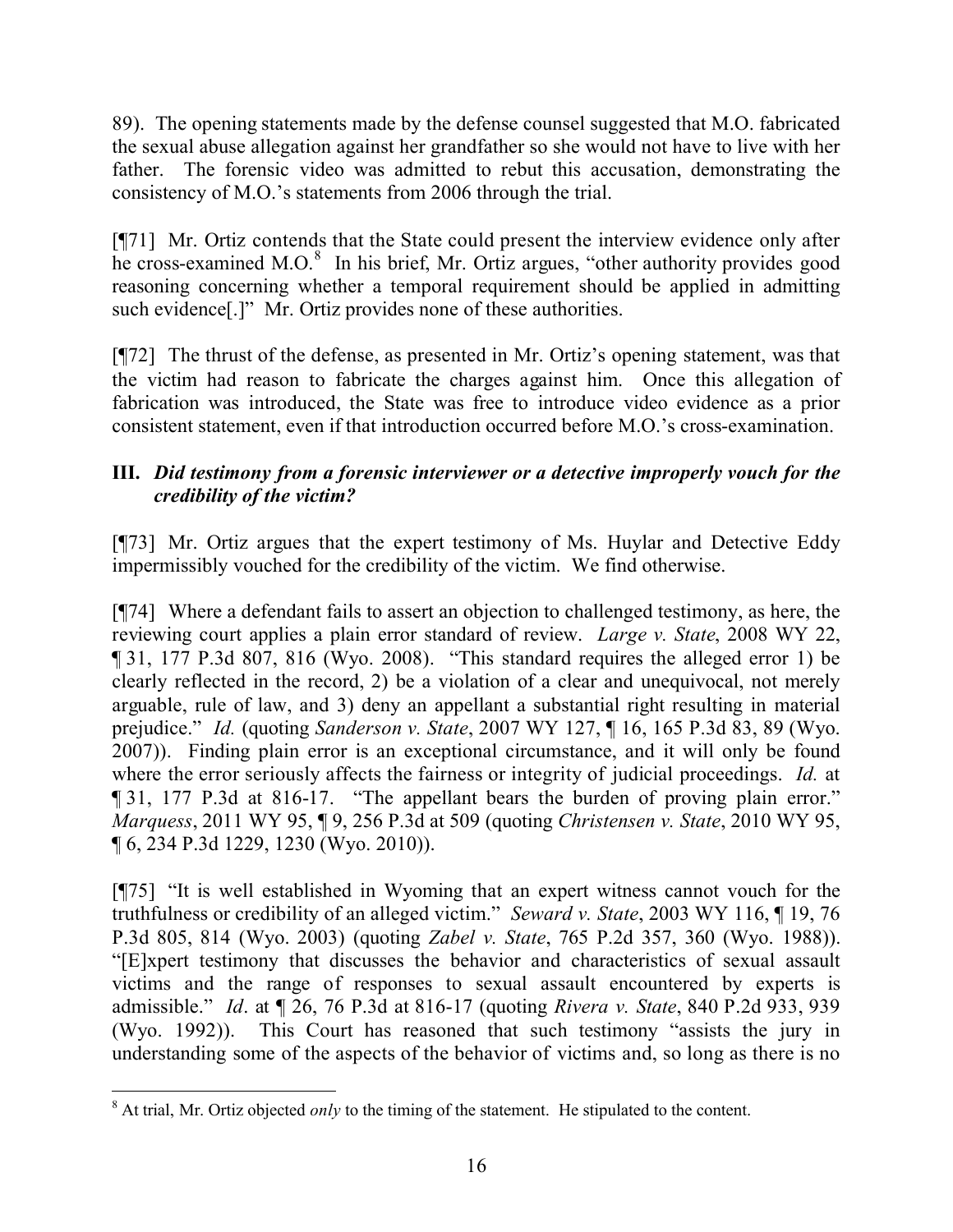89). The opening statements made by the defense counsel suggested that M.O. fabricated the sexual abuse allegation against her grandfather so she would not have to live with her father. The forensic video was admitted to rebut this accusation, demonstrating the consistency of M.O.'s statements from 2006 through the trial.

[¶71] Mr. Ortiz contends that the State could present the interview evidence only after he cross-examined M.O.[8] In his brief, Mr. Ortiz argues, "other authority provides good reasoning concerning whether a temporal requirement should be applied in admitting such evidence[.]" Mr. Ortiz provides none of these authorities.

[¶72] The thrust of the defense, as presented in Mr. Ortiz's opening statement, was that the victim had reason to fabricate the charges against him. Once this allegation of fabrication was introduced, the State was free to introduce video evidence as a prior consistent statement, even if that introduction occurred before M.O.'s cross-examination.

### III. *Did testimony from a forensic interviewer or a detective improperly vouch for the credibility of the victim?*

[¶73] Mr. Ortiz argues that the expert testimony of Ms. Huylar and Detective Eddy impermissibly vouched for the credibility of the victim. We find otherwise.

[¶74] Where a defendant fails to assert an objection to challenged testimony, as here, the reviewing court applies a plain error standard of review. *Large v. State*, 2008 WY 22, ¶ 31, 177 P.3d 807, 816 (Wyo. 2008). "This standard requires the alleged error 1) be clearly reflected in the record, 2) be a violation of a clear and unequivocal, not merely arguable, rule of law, and 3) deny an appellant a substantial right resulting in material prejudice." *Id.* (quoting *Sanderson v. State*, 2007 WY 127, ¶ 16, 165 P.3d 83, 89 (Wyo. 2007)). Finding plain error is an exceptional circumstance, and it will only be found where the error seriously affects the fairness or integrity of judicial proceedings. *Id.* at ¶ 31, 177 P.3d at 816-17. "The appellant bears the burden of proving plain error." *Marquess*, 2011 WY 95, ¶ 9, 256 P.3d at 509 (quoting *Christensen v. State*, 2010 WY 95, ¶ 6, 234 P.3d 1229, 1230 (Wyo. 2010)).

[¶75] "It is well established in Wyoming that an expert witness cannot vouch for the truthfulness or credibility of an alleged victim." *Seward v. State*, 2003 WY 116, ¶ 19, 76 P.3d 805, 814 (Wyo. 2003) (quoting *Zabel v. State*, 765 P.2d 357, 360 (Wyo. 1988)). "[E]xpert testimony that discusses the behavior and characteristics of sexual assault victims and the range of responses to sexual assault encountered by experts is admissible." *Id*. at ¶ 26, 76 P.3d at 816-17 (quoting *Rivera v. State*, 840 P.2d 933, 939 (Wyo. 1992)). This Court has reasoned that such testimony "assists the jury in understanding some of the aspects of the behavior of victims and, so long as there is no

---

[8] At trial, Mr. Ortiz objected *only* to the timing of the statement. He stipulated to the content.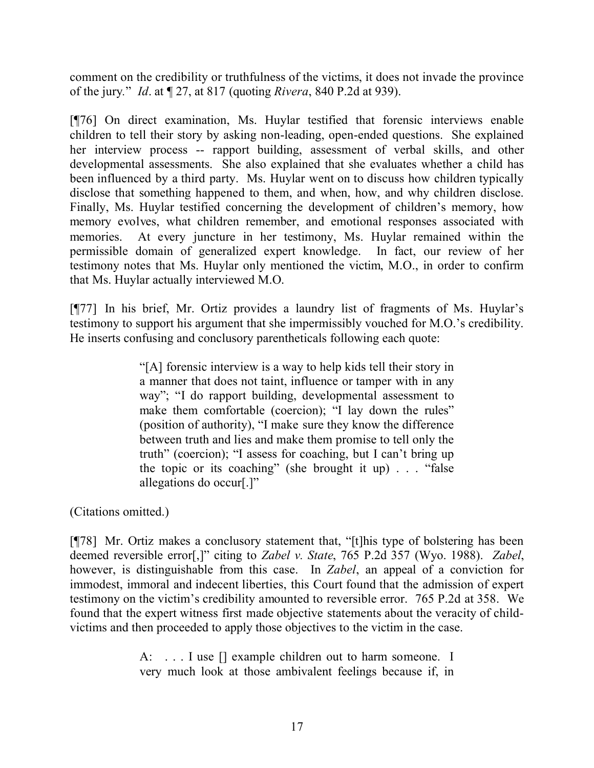comment on the credibility or truthfulness of the victims, it does not invade the province of the jury." *Id*. at ¶ 27, at 817 (quoting *Rivera*, 840 P.2d at 939).

[¶76] On direct examination, Ms. Huylar testified that forensic interviews enable children to tell their story by asking non-leading, open-ended questions. She explained her interview process -- rapport building, assessment of verbal skills, and other developmental assessments. She also explained that she evaluates whether a child has been influenced by a third party. Ms. Huylar went on to discuss how children typically disclose that something happened to them, and when, how, and why children disclose. Finally, Ms. Huylar testified concerning the development of children's memory, how memory evolves, what children remember, and emotional responses associated with memories. At every juncture in her testimony, Ms. Huylar remained within the permissible domain of generalized expert knowledge. In fact, our review of her testimony notes that Ms. Huylar only mentioned the victim, M.O., in order to confirm that Ms. Huylar actually interviewed M.O.

[¶77] In his brief, Mr. Ortiz provides a laundry list of fragments of Ms. Huylar's testimony to support his argument that she impermissibly vouched for M.O.'s credibility. He inserts confusing and conclusory parentheticals following each quote:

> "[A] forensic interview is a way to help kids tell their story in a manner that does not taint, influence or tamper with in any way"; "I do rapport building, developmental assessment to make them comfortable (coercion); "I lay down the rules" (position of authority), "I make sure they know the difference between truth and lies and make them promise to tell only the truth" (coercion); "I assess for coaching, but I can't bring up the topic or its coaching" (she brought it up) . . . "false allegations do occur[.]"

(Citations omitted.)

[¶78] Mr. Ortiz makes a conclusory statement that, "[t]his type of bolstering has been deemed reversible error[,]" citing to *Zabel v. State*, 765 P.2d 357 (Wyo. 1988). *Zabel*, however, is distinguishable from this case. In *Zabel*, an appeal of a conviction for immodest, immoral and indecent liberties, this Court found that the admission of expert testimony on the victim's credibility amounted to reversible error. 765 P.2d at 358. We found that the expert witness first made objective statements about the veracity of child-victims and then proceeded to apply those objectives to the victim in the case.

> A: . . . I use [] example children out to harm someone. I very much look at those ambivalent feelings because if, in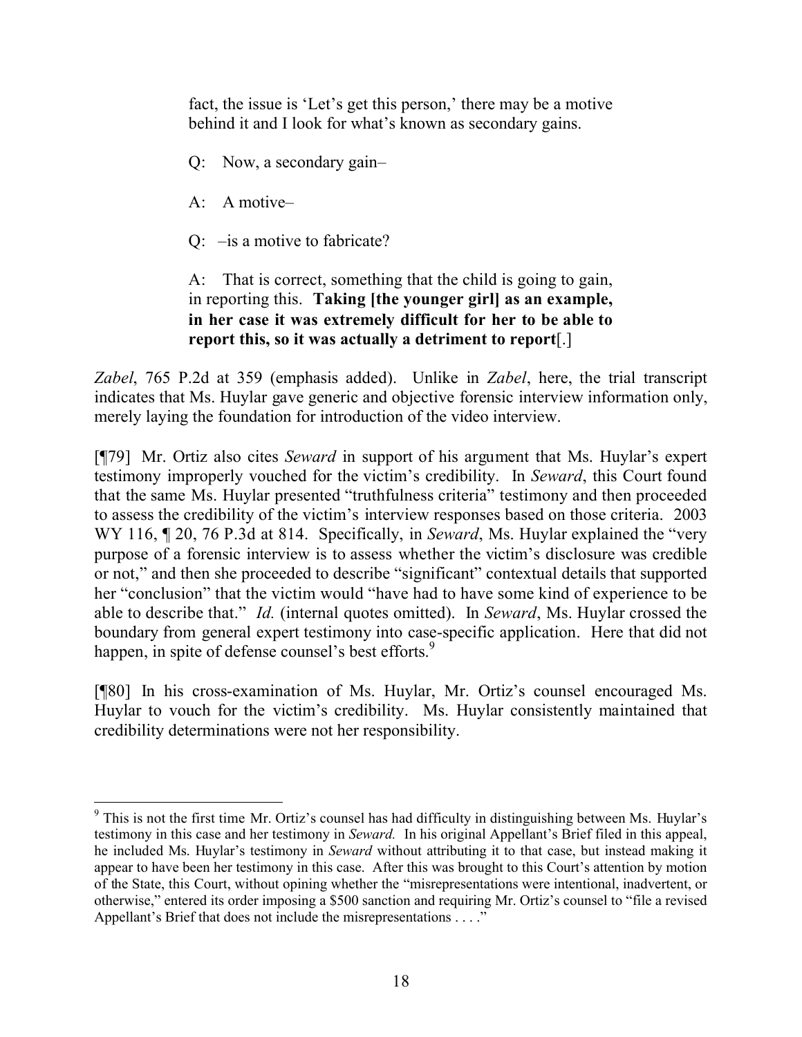> fact, the issue is 'Let's get this person,' there may be a motive behind it and I look for what's known as secondary gains.
>
> Q: Now, a secondary gain–
>
> A: A motive–
>
> Q: –is a motive to fabricate?
>
> A: That is correct, something that the child is going to gain, in reporting this. **Taking [the younger girl] as an example, in her case it was extremely difficult for her to be able to report this, so it was actually a detriment to report**[.]

*Zabel*, 765 P.2d at 359 (emphasis added). Unlike in *Zabel*, here, the trial transcript indicates that Ms. Huylar gave generic and objective forensic interview information only, merely laying the foundation for introduction of the video interview.

[¶79] Mr. Ortiz also cites *Seward* in support of his argument that Ms. Huylar's expert testimony improperly vouched for the victim's credibility. In *Seward*, this Court found that the same Ms. Huylar presented "truthfulness criteria" testimony and then proceeded to assess the credibility of the victim's interview responses based on those criteria. 2003 WY 116, ¶ 20, 76 P.3d at 814. Specifically, in *Seward*, Ms. Huylar explained the "very purpose of a forensic interview is to assess whether the victim's disclosure was credible or not," and then she proceeded to describe "significant" contextual details that supported her "conclusion" that the victim would "have had to have some kind of experience to be able to describe that." *Id.* (internal quotes omitted). In *Seward*, Ms. Huylar crossed the boundary from general expert testimony into case-specific application. Here that did not happen, in spite of defense counsel's best efforts.[9]

[¶80] In his cross-examination of Ms. Huylar, Mr. Ortiz's counsel encouraged Ms. Huylar to vouch for the victim's credibility. Ms. Huylar consistently maintained that credibility determinations were not her responsibility.

---

[9] This is not the first time Mr. Ortiz's counsel has had difficulty in distinguishing between Ms. Huylar's testimony in this case and her testimony in *Seward.* In his original Appellant's Brief filed in this appeal, he included Ms. Huylar's testimony in *Seward* without attributing it to that case, but instead making it appear to have been her testimony in this case. After this was brought to this Court's attention by motion of the State, this Court, without opining whether the "misrepresentations were intentional, inadvertent, or otherwise," entered its order imposing a $500 sanction and requiring Mr. Ortiz's counsel to "file a revised Appellant's Brief that does not include the misrepresentations . . . ."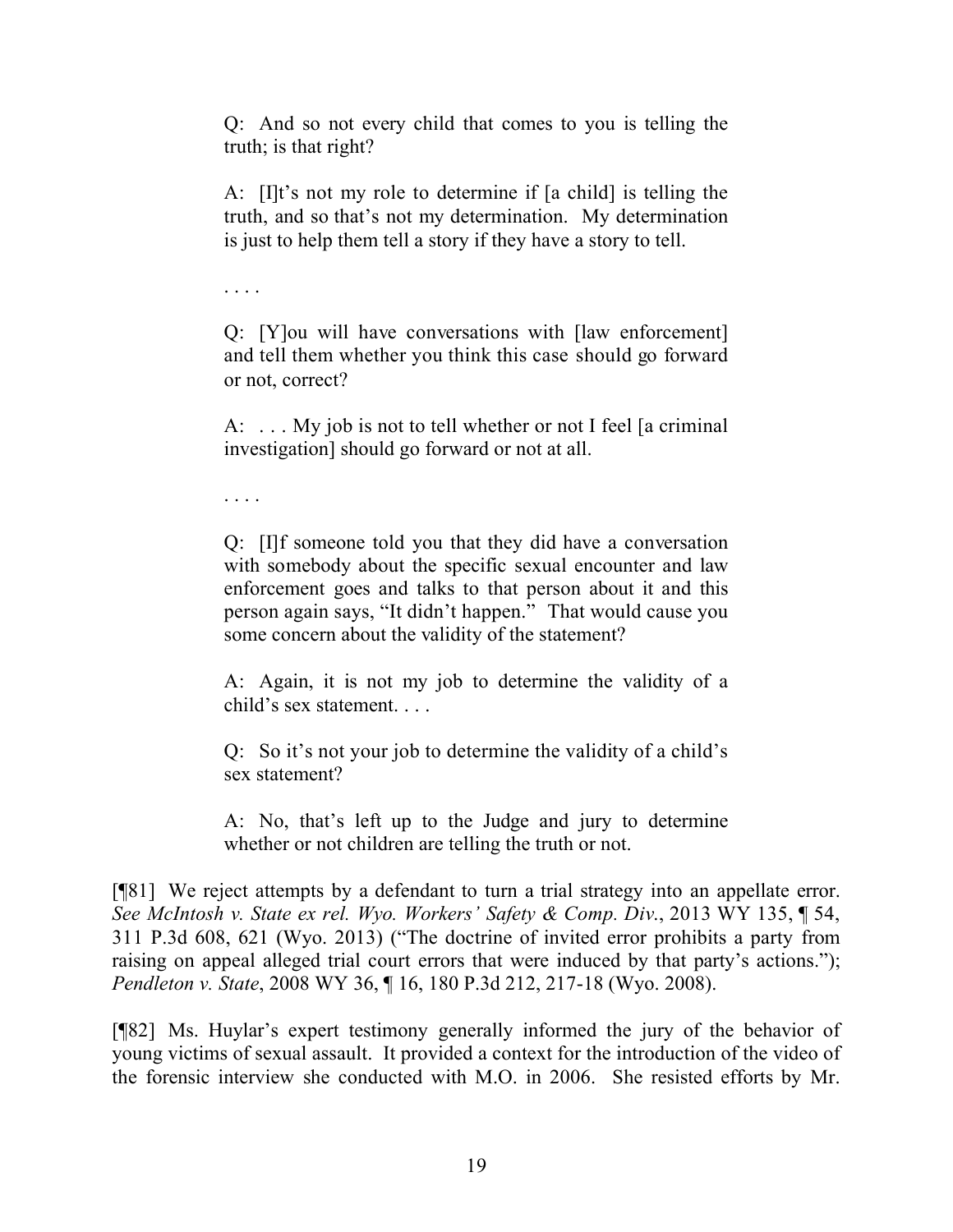> Q: And so not every child that comes to you is telling the truth; is that right?
>
> A: [I]t's not my role to determine if [a child] is telling the truth, and so that's not my determination. My determination is just to help them tell a story if they have a story to tell.
>
> . . . .
>
> Q: [Y]ou will have conversations with [law enforcement] and tell them whether you think this case should go forward or not, correct?
>
> A: . . . My job is not to tell whether or not I feel [a criminal investigation] should go forward or not at all.
>
> . . . .
>
> Q: [I]f someone told you that they did have a conversation with somebody about the specific sexual encounter and law enforcement goes and talks to that person about it and this person again says, "It didn't happen." That would cause you some concern about the validity of the statement?
>
> A: Again, it is not my job to determine the validity of a child's sex statement. . . .
>
> Q: So it's not your job to determine the validity of a child's sex statement?
>
> A: No, that's left up to the Judge and jury to determine whether or not children are telling the truth or not.

[¶81] We reject attempts by a defendant to turn a trial strategy into an appellate error. *See McIntosh v. State ex rel. Wyo. Workers' Safety & Comp. Div.*, 2013 WY 135, ¶ 54, 311 P.3d 608, 621 (Wyo. 2013) ("The doctrine of invited error prohibits a party from raising on appeal alleged trial court errors that were induced by that party's actions."); *Pendleton v. State*, 2008 WY 36, ¶ 16, 180 P.3d 212, 217-18 (Wyo. 2008).

[¶82] Ms. Huylar's expert testimony generally informed the jury of the behavior of young victims of sexual assault. It provided a context for the introduction of the video of the forensic interview she conducted with M.O. in 2006. She resisted efforts by Mr.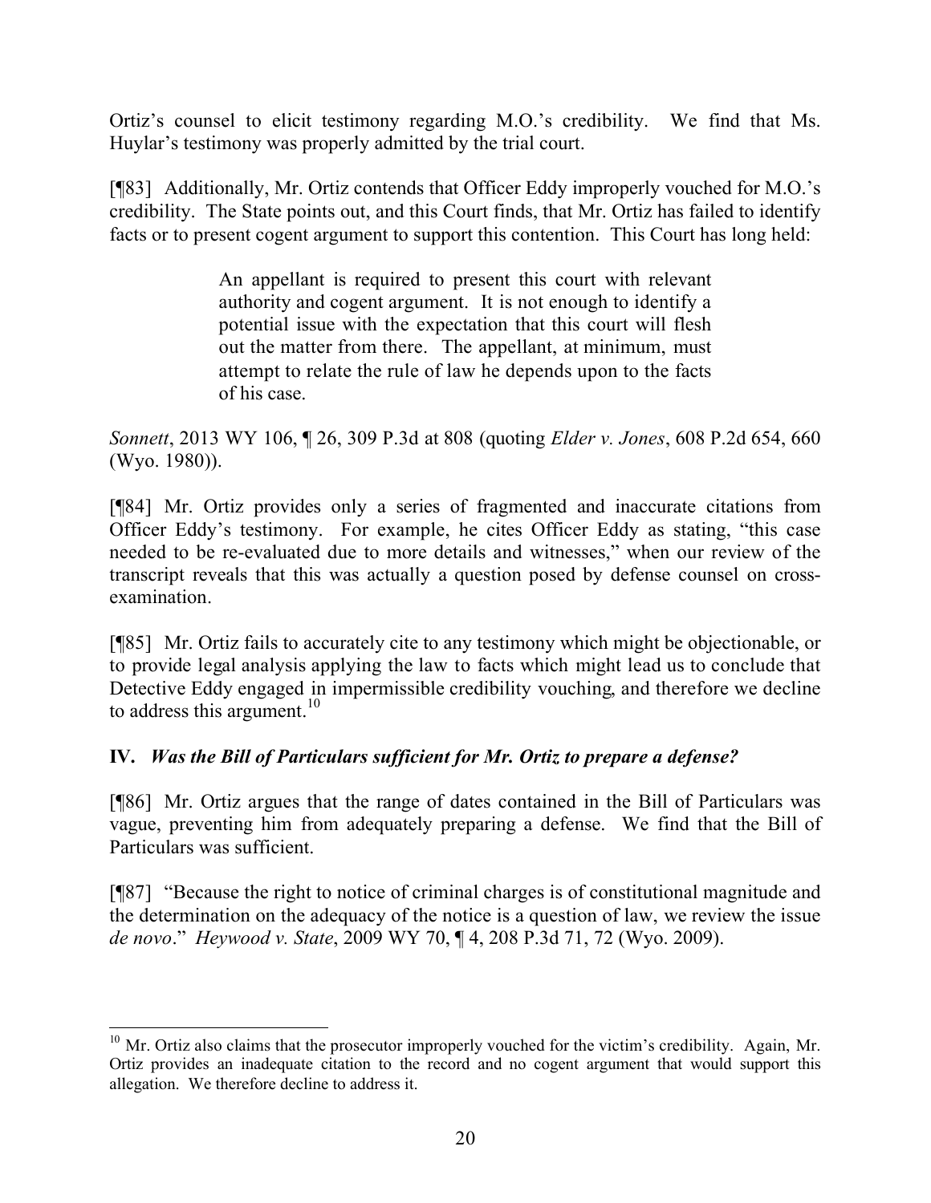Ortiz's counsel to elicit testimony regarding M.O.'s credibility. We find that Ms. Huylar's testimony was properly admitted by the trial court.

[¶83] Additionally, Mr. Ortiz contends that Officer Eddy improperly vouched for M.O.'s credibility. The State points out, and this Court finds, that Mr. Ortiz has failed to identify facts or to present cogent argument to support this contention. This Court has long held:

> An appellant is required to present this court with relevant authority and cogent argument. It is not enough to identify a potential issue with the expectation that this court will flesh out the matter from there. The appellant, at minimum, must attempt to relate the rule of law he depends upon to the facts of his case.

*Sonnett*, 2013 WY 106, ¶ 26, 309 P.3d at 808 (quoting *Elder v. Jones*, 608 P.2d 654, 660 (Wyo. 1980)).

[¶84] Mr. Ortiz provides only a series of fragmented and inaccurate citations from Officer Eddy's testimony. For example, he cites Officer Eddy as stating, "this case needed to be re-evaluated due to more details and witnesses," when our review of the transcript reveals that this was actually a question posed by defense counsel on cross-examination.

[¶85] Mr. Ortiz fails to accurately cite to any testimony which might be objectionable, or to provide legal analysis applying the law to facts which might lead us to conclude that Detective Eddy engaged in impermissible credibility vouching, and therefore we decline to address this argument.[10]

## IV. *Was the Bill of Particulars sufficient for Mr. Ortiz to prepare a defense?*

[¶86] Mr. Ortiz argues that the range of dates contained in the Bill of Particulars was vague, preventing him from adequately preparing a defense. We find that the Bill of Particulars was sufficient.

[¶87] "Because the right to notice of criminal charges is of constitutional magnitude and the determination on the adequacy of the notice is a question of law, we review the issue *de novo*." *Heywood v. State*, 2009 WY 70, ¶ 4, 208 P.3d 71, 72 (Wyo. 2009).

---

[10] Mr. Ortiz also claims that the prosecutor improperly vouched for the victim's credibility. Again, Mr. Ortiz provides an inadequate citation to the record and no cogent argument that would support this allegation. We therefore decline to address it.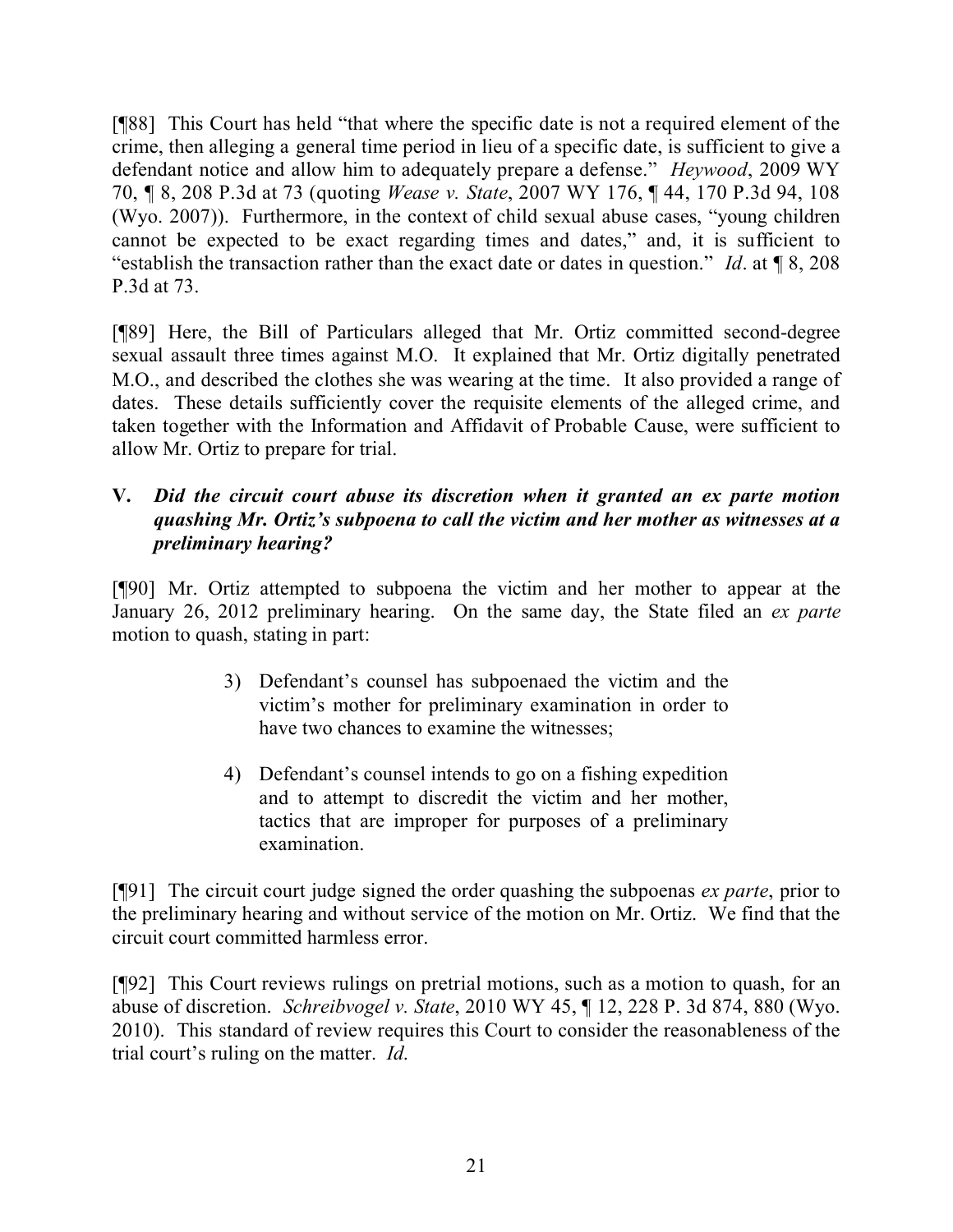[¶88] This Court has held "that where the specific date is not a required element of the crime, then alleging a general time period in lieu of a specific date, is sufficient to give a defendant notice and allow him to adequately prepare a defense." *Heywood*, 2009 WY 70, ¶ 8, 208 P.3d at 73 (quoting *Wease v. State*, 2007 WY 176, ¶ 44, 170 P.3d 94, 108 (Wyo. 2007)). Furthermore, in the context of child sexual abuse cases, "young children cannot be expected to be exact regarding times and dates," and, it is sufficient to "establish the transaction rather than the exact date or dates in question." *Id*. at ¶ 8, 208 P.3d at 73.

[¶89] Here, the Bill of Particulars alleged that Mr. Ortiz committed second-degree sexual assault three times against M.O. It explained that Mr. Ortiz digitally penetrated M.O., and described the clothes she was wearing at the time. It also provided a range of dates. These details sufficiently cover the requisite elements of the alleged crime, and taken together with the Information and Affidavit of Probable Cause, were sufficient to allow Mr. Ortiz to prepare for trial.

### V. *Did the circuit court abuse its discretion when it granted an ex parte motion quashing Mr. Ortiz's subpoena to call the victim and her mother as witnesses at a preliminary hearing?*

[¶90] Mr. Ortiz attempted to subpoena the victim and her mother to appear at the January 26, 2012 preliminary hearing. On the same day, the State filed an *ex parte* motion to quash, stating in part:

> 3) Defendant's counsel has subpoenaed the victim and the victim's mother for preliminary examination in order to have two chances to examine the witnesses;
>
> 4) Defendant's counsel intends to go on a fishing expedition and to attempt to discredit the victim and her mother, tactics that are improper for purposes of a preliminary examination.

[¶91] The circuit court judge signed the order quashing the subpoenas *ex parte*, prior to the preliminary hearing and without service of the motion on Mr. Ortiz. We find that the circuit court committed harmless error.

[¶92] This Court reviews rulings on pretrial motions, such as a motion to quash, for an abuse of discretion. *Schreibvogel v. State*, 2010 WY 45, ¶ 12, 228 P. 3d 874, 880 (Wyo. 2010). This standard of review requires this Court to consider the reasonableness of the trial court's ruling on the matter. *Id*.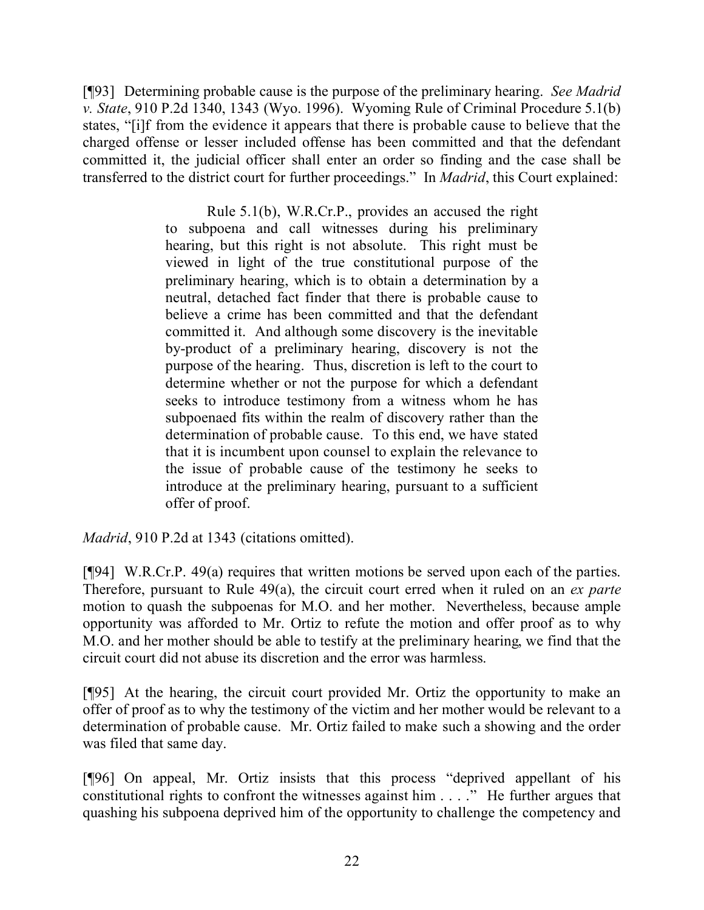[¶93] Determining probable cause is the purpose of the preliminary hearing. *See Madrid v. State*, 910 P.2d 1340, 1343 (Wyo. 1996). Wyoming Rule of Criminal Procedure 5.1(b) states, "[i]f from the evidence it appears that there is probable cause to believe that the charged offense or lesser included offense has been committed and that the defendant committed it, the judicial officer shall enter an order so finding and the case shall be transferred to the district court for further proceedings." In *Madrid*, this Court explained:

> Rule 5.1(b), W.R.Cr.P., provides an accused the right to subpoena and call witnesses during his preliminary hearing, but this right is not absolute. This right must be viewed in light of the true constitutional purpose of the preliminary hearing, which is to obtain a determination by a neutral, detached fact finder that there is probable cause to believe a crime has been committed and that the defendant committed it. And although some discovery is the inevitable by-product of a preliminary hearing, discovery is not the purpose of the hearing. Thus, discretion is left to the court to determine whether or not the purpose for which a defendant seeks to introduce testimony from a witness whom he has subpoenaed fits within the realm of discovery rather than the determination of probable cause. To this end, we have stated that it is incumbent upon counsel to explain the relevance to the issue of probable cause of the testimony he seeks to introduce at the preliminary hearing, pursuant to a sufficient offer of proof.

*Madrid*, 910 P.2d at 1343 (citations omitted).

[¶94] W.R.Cr.P. 49(a) requires that written motions be served upon each of the parties. Therefore, pursuant to Rule 49(a), the circuit court erred when it ruled on an *ex parte* motion to quash the subpoenas for M.O. and her mother. Nevertheless, because ample opportunity was afforded to Mr. Ortiz to refute the motion and offer proof as to why M.O. and her mother should be able to testify at the preliminary hearing, we find that the circuit court did not abuse its discretion and the error was harmless.

[¶95] At the hearing, the circuit court provided Mr. Ortiz the opportunity to make an offer of proof as to why the testimony of the victim and her mother would be relevant to a determination of probable cause. Mr. Ortiz failed to make such a showing and the order was filed that same day.

[¶96] On appeal, Mr. Ortiz insists that this process "deprived appellant of his constitutional rights to confront the witnesses against him . . . ." He further argues that quashing his subpoena deprived him of the opportunity to challenge the competency and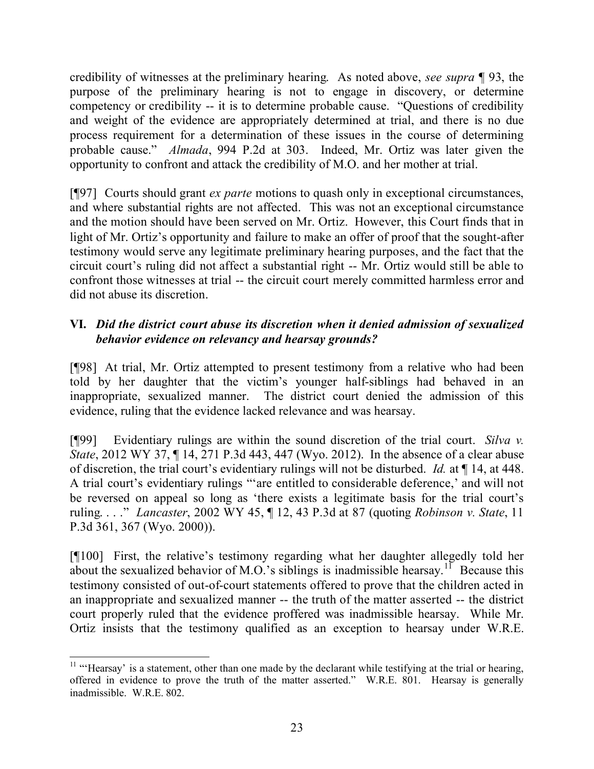credibility of witnesses at the preliminary hearing. As noted above, *see supra* ¶ 93, the purpose of the preliminary hearing is not to engage in discovery, or determine competency or credibility -- it is to determine probable cause. "Questions of credibility and weight of the evidence are appropriately determined at trial, and there is no due process requirement for a determination of these issues in the course of determining probable cause." *Almada*, 994 P.2d at 303. Indeed, Mr. Ortiz was later given the opportunity to confront and attack the credibility of M.O. and her mother at trial.

[¶97] Courts should grant *ex parte* motions to quash only in exceptional circumstances, and where substantial rights are not affected. This was not an exceptional circumstance and the motion should have been served on Mr. Ortiz. However, this Court finds that in light of Mr. Ortiz's opportunity and failure to make an offer of proof that the sought-after testimony would serve any legitimate preliminary hearing purposes, and the fact that the circuit court's ruling did not affect a substantial right -- Mr. Ortiz would still be able to confront those witnesses at trial -- the circuit court merely committed harmless error and did not abuse its discretion.

### VI. *Did the district court abuse its discretion when it denied admission of sexualized behavior evidence on relevancy and hearsay grounds?*

[¶98] At trial, Mr. Ortiz attempted to present testimony from a relative who had been told by her daughter that the victim's younger half-siblings had behaved in an inappropriate, sexualized manner. The district court denied the admission of this evidence, ruling that the evidence lacked relevance and was hearsay.

[¶99] Evidentiary rulings are within the sound discretion of the trial court. *Silva v. State*, 2012 WY 37, ¶ 14, 271 P.3d 443, 447 (Wyo. 2012). In the absence of a clear abuse of discretion, the trial court's evidentiary rulings will not be disturbed. *Id.* at ¶ 14, at 448. A trial court's evidentiary rulings "'are entitled to considerable deference,' and will not be reversed on appeal so long as 'there exists a legitimate basis for the trial court's ruling. . . .'" *Lancaster*, 2002 WY 45, ¶ 12, 43 P.3d at 87 (quoting *Robinson v. State*, 11 P.3d 361, 367 (Wyo. 2000)).

[¶100] First, the relative's testimony regarding what her daughter allegedly told her about the sexualized behavior of M.O.'s siblings is inadmissible hearsay.[11] Because this testimony consisted of out-of-court statements offered to prove that the children acted in an inappropriate and sexualized manner -- the truth of the matter asserted -- the district court properly ruled that the evidence proffered was inadmissible hearsay. While Mr. Ortiz insists that the testimony qualified as an exception to hearsay under W.R.E.

---

[11] "'Hearsay' is a statement, other than one made by the declarant while testifying at the trial or hearing, offered in evidence to prove the truth of the matter asserted." W.R.E. 801. Hearsay is generally inadmissible. W.R.E. 802.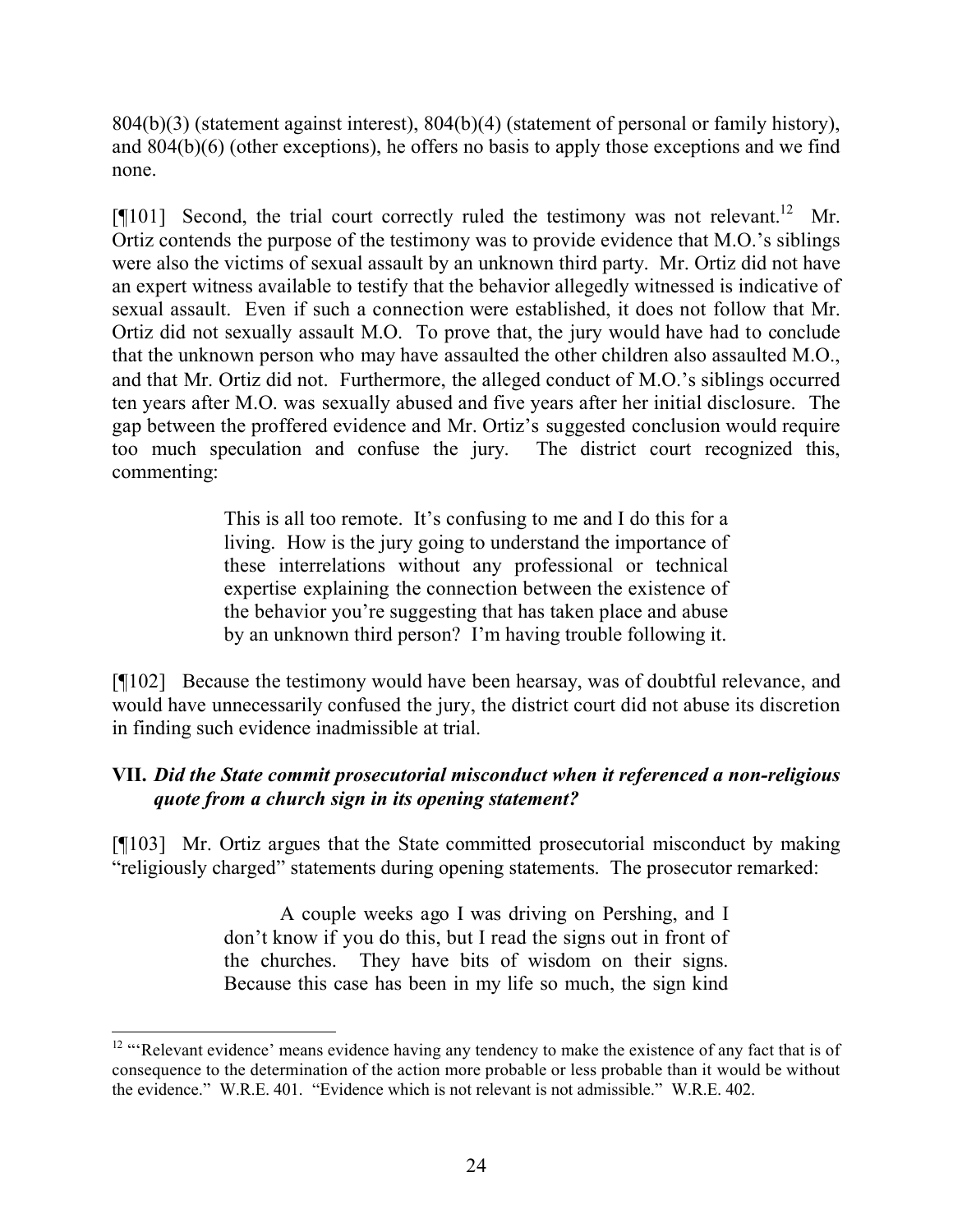804(b)(3) (statement against interest), 804(b)(4) (statement of personal or family history), and 804(b)(6) (other exceptions), he offers no basis to apply those exceptions and we find none.

[¶101] Second, the trial court correctly ruled the testimony was not relevant.[12] Mr. Ortiz contends the purpose of the testimony was to provide evidence that M.O.'s siblings were also the victims of sexual assault by an unknown third party. Mr. Ortiz did not have an expert witness available to testify that the behavior allegedly witnessed is indicative of sexual assault. Even if such a connection were established, it does not follow that Mr. Ortiz did not sexually assault M.O. To prove that, the jury would have had to conclude that the unknown person who may have assaulted the other children also assaulted M.O., and that Mr. Ortiz did not. Furthermore, the alleged conduct of M.O.'s siblings occurred ten years after M.O. was sexually abused and five years after her initial disclosure. The gap between the proffered evidence and Mr. Ortiz's suggested conclusion would require too much speculation and confuse the jury. The district court recognized this, commenting:

> This is all too remote. It's confusing to me and I do this for a living. How is the jury going to understand the importance of these interrelations without any professional or technical expertise explaining the connection between the existence of the behavior you're suggesting that has taken place and abuse by an unknown third person? I'm having trouble following it.

[¶102] Because the testimony would have been hearsay, was of doubtful relevance, and would have unnecessarily confused the jury, the district court did not abuse its discretion in finding such evidence inadmissible at trial.

### VII. *Did the State commit prosecutorial misconduct when it referenced a non-religious quote from a church sign in its opening statement?*

[¶103] Mr. Ortiz argues that the State committed prosecutorial misconduct by making "religiously charged" statements during opening statements. The prosecutor remarked:

> A couple weeks ago I was driving on Pershing, and I don't know if you do this, but I read the signs out in front of the churches. They have bits of wisdom on their signs. Because this case has been in my life so much, the sign kind

---

[12] "'Relevant evidence' means evidence having any tendency to make the existence of any fact that is of consequence to the determination of the action more probable or less probable than it would be without the evidence." W.R.E. 401. "Evidence which is not relevant is not admissible." W.R.E. 402.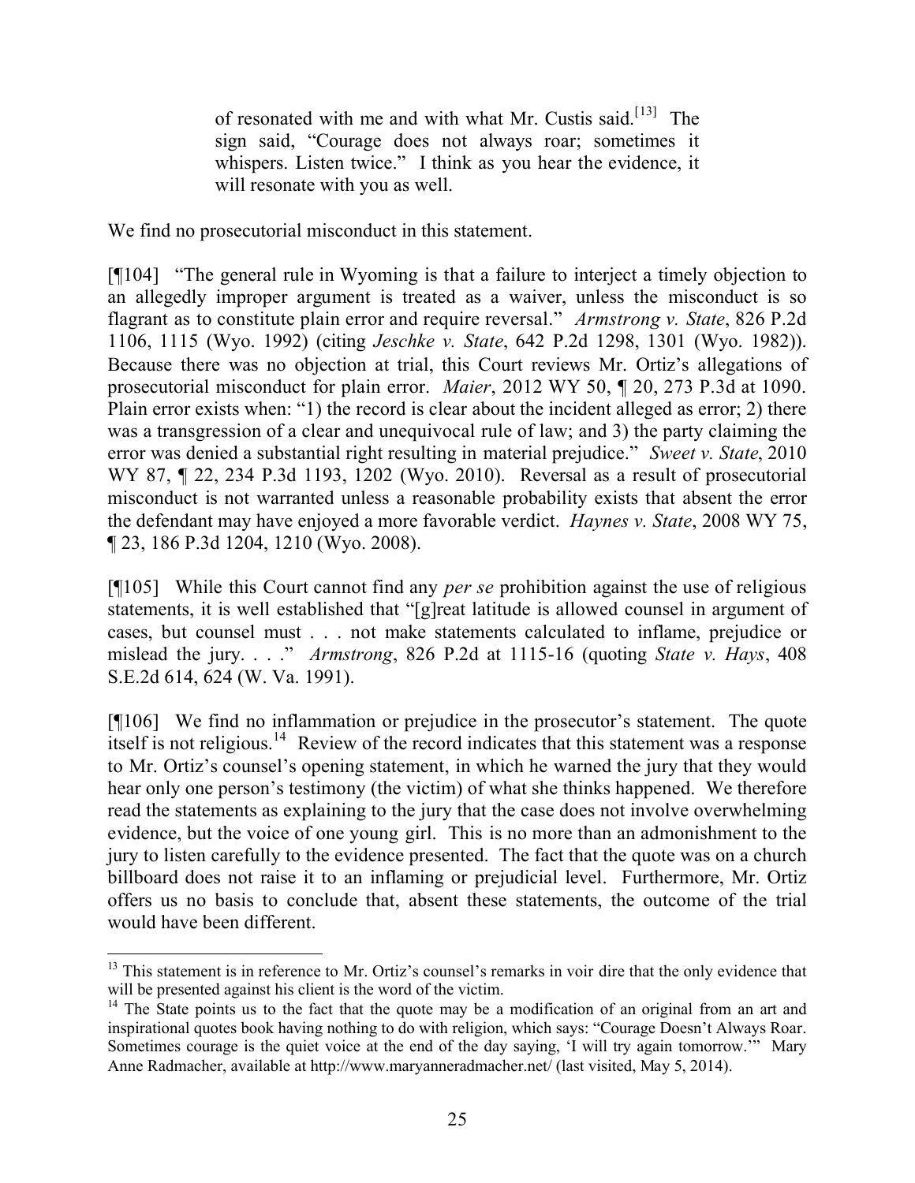> of resonated with me and with what Mr. Custis said.[13] The sign said, "Courage does not always roar; sometimes it whispers. Listen twice." I think as you hear the evidence, it will resonate with you as well.

We find no prosecutorial misconduct in this statement.

[¶104] "The general rule in Wyoming is that a failure to interject a timely objection to an allegedly improper argument is treated as a waiver, unless the misconduct is so flagrant as to constitute plain error and require reversal." *Armstrong v. State*, 826 P.2d 1106, 1115 (Wyo. 1992) (citing *Jeschke v. State*, 642 P.2d 1298, 1301 (Wyo. 1982)). Because there was no objection at trial, this Court reviews Mr. Ortiz's allegations of prosecutorial misconduct for plain error. *Maier*, 2012 WY 50, ¶ 20, 273 P.3d at 1090. Plain error exists when: "1) the record is clear about the incident alleged as error; 2) there was a transgression of a clear and unequivocal rule of law; and 3) the party claiming the error was denied a substantial right resulting in material prejudice." *Sweet v. State*, 2010 WY 87, ¶ 22, 234 P.3d 1193, 1202 (Wyo. 2010). Reversal as a result of prosecutorial misconduct is not warranted unless a reasonable probability exists that absent the error the defendant may have enjoyed a more favorable verdict. *Haynes v. State*, 2008 WY 75, ¶ 23, 186 P.3d 1204, 1210 (Wyo. 2008).

[¶105] While this Court cannot find any *per se* prohibition against the use of religious statements, it is well established that "[g]reat latitude is allowed counsel in argument of cases, but counsel must . . . not make statements calculated to inflame, prejudice or mislead the jury. . . ." *Armstrong*, 826 P.2d at 1115-16 (quoting *State v. Hays*, 408 S.E.2d 614, 624 (W. Va. 1991).

[¶106] We find no inflammation or prejudice in the prosecutor's statement. The quote itself is not religious.[14] Review of the record indicates that this statement was a response to Mr. Ortiz's counsel's opening statement, in which he warned the jury that they would hear only one person's testimony (the victim) of what she thinks happened. We therefore read the statements as explaining to the jury that the case does not involve overwhelming evidence, but the voice of one young girl. This is no more than an admonishment to the jury to listen carefully to the evidence presented. The fact that the quote was on a church billboard does not raise it to an inflaming or prejudicial level. Furthermore, Mr. Ortiz offers us no basis to conclude that, absent these statements, the outcome of the trial would have been different.

---

[13] This statement is in reference to Mr. Ortiz's counsel's remarks in voir dire that the only evidence that will be presented against his client is the word of the victim.

[14] The State points us to the fact that the quote may be a modification of an original from an art and inspirational quotes book having nothing to do with religion, which says: "Courage Doesn't Always Roar. Sometimes courage is the quiet voice at the end of the day saying, 'I will try again tomorrow.'" Mary Anne Radmacher, available at http://www.maryanneradmacher.net/ (last visited, May 5, 2014).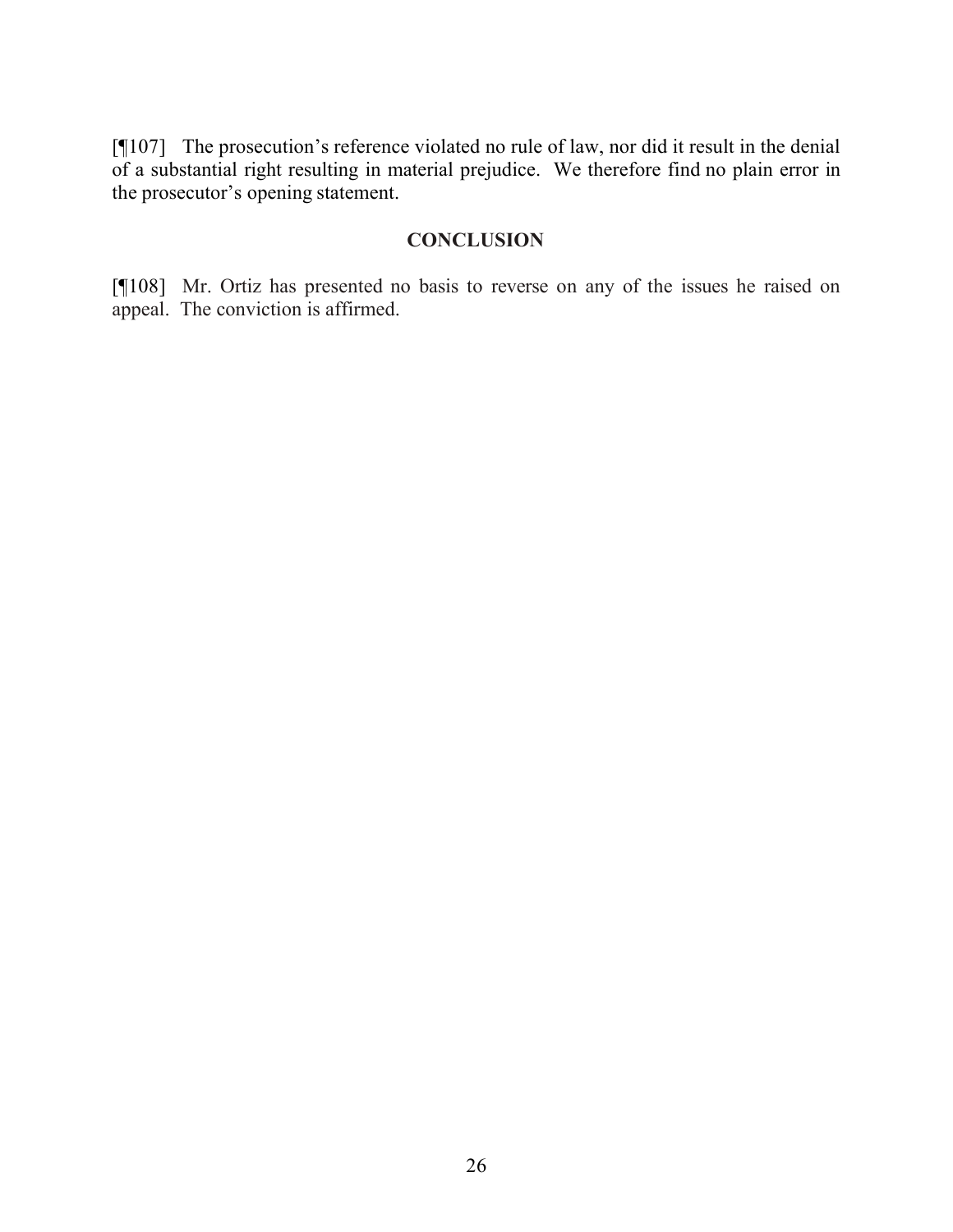[¶107] The prosecution's reference violated no rule of law, nor did it result in the denial of a substantial right resulting in material prejudice. We therefore find no plain error in the prosecutor's opening statement.

## CONCLUSION

[¶108] Mr. Ortiz has presented no basis to reverse on any of the issues he raised on appeal. The conviction is affirmed.